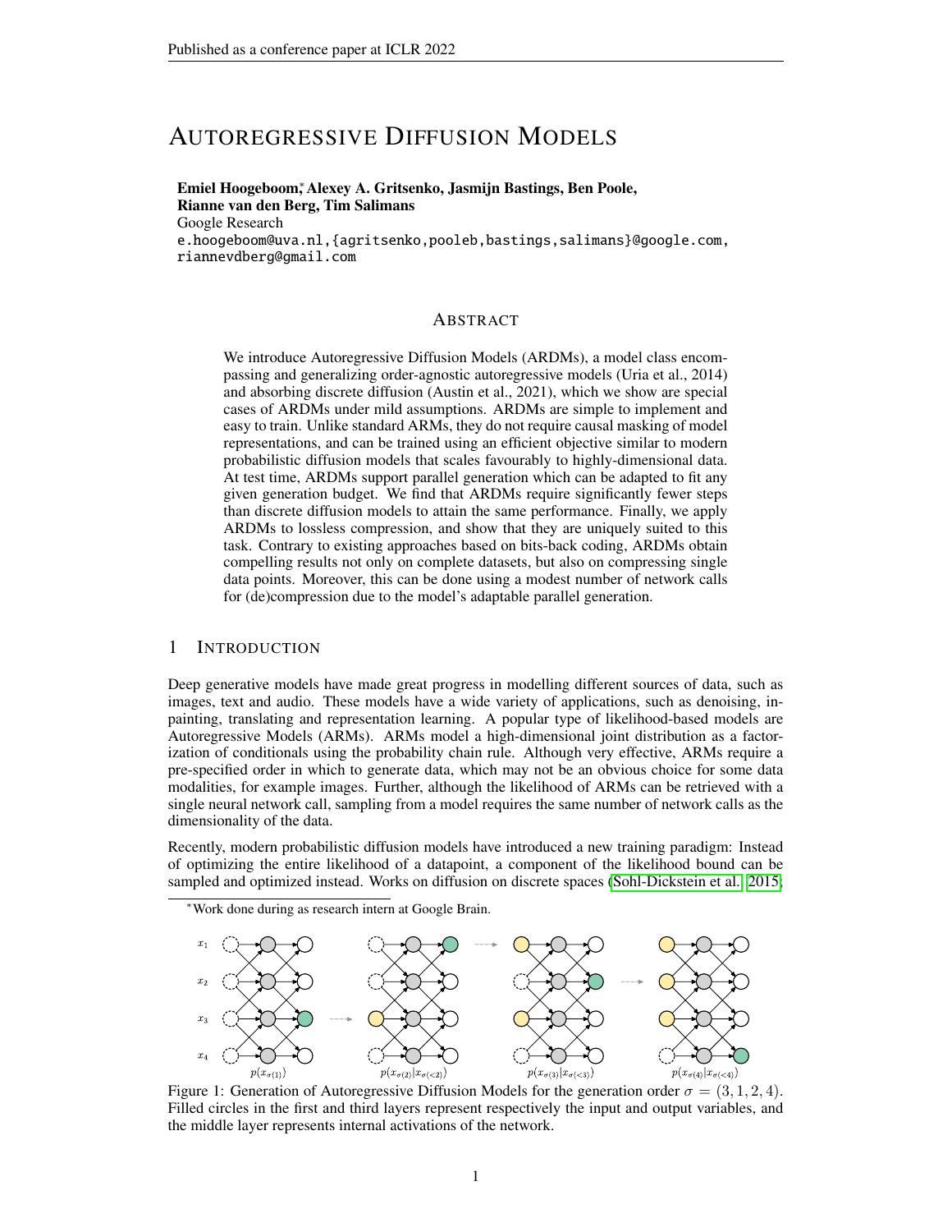# AUTOREGRESSIVE DIFFUSION MODELS

**Emiel Hoogeboom,*[*] Alexey A. Gritsenko, Jasmijn Bastings, Ben Poole, Rianne van den Berg, Tim Salimans**
Google Research
e.hoogeboom@uva.nl,{agritsenko,pooleb,bastings,salimans}@google.com, riannevdberg@gmail.com

## ABSTRACT

We introduce Autoregressive Diffusion Models (ARDMs), a model class encompassing and generalizing order-agnostic autoregressive models (Uria et al., 2014) and absorbing discrete diffusion (Austin et al., 2021), which we show are special cases of ARDMs under mild assumptions. ARDMs are simple to implement and easy to train. Unlike standard ARMs, they do not require causal masking of model representations, and can be trained using an efficient objective similar to modern probabilistic diffusion models that scales favourably to highly-dimensional data. At test time, ARDMs support parallel generation which can be adapted to fit any given generation budget. We find that ARDMs require significantly fewer steps than discrete diffusion models to attain the same performance. Finally, we apply ARDMs to lossless compression, and show that they are uniquely suited to this task. Contrary to existing approaches based on bits-back coding, ARDMs obtain compelling results not only on complete datasets, but also on compressing single data points. Moreover, this can be done using a modest number of network calls for (de)compression due to the model's adaptable parallel generation.

## 1 INTRODUCTION

Deep generative models have made great progress in modelling different sources of data, such as images, text and audio. These models have a wide variety of applications, such as denoising, inpainting, translating and representation learning. A popular type of likelihood-based models are Autoregressive Models (ARMs). ARMs model a high-dimensional joint distribution as a factorization of conditionals using the probability chain rule. Although very effective, ARMs require a pre-specified order in which to generate data, which may not be an obvious choice for some data modalities, for example images. Further, although the likelihood of ARMs can be retrieved with a single neural network call, sampling from a model requires the same number of network calls as the dimensionality of the data.

Recently, modern probabilistic diffusion models have introduced a new training paradigm: Instead of optimizing the entire likelihood of a datapoint, a component of the likelihood bound can be sampled and optimized instead. Works on diffusion on discrete spaces (Sohl-Dickstein et al., 2015;

[*]Work done during as research intern at Google Brain.

Figure 1: Generation of Autoregressive Diffusion Models for the generation order $\sigma = (3, 1, 2, 4)$. Filled circles in the first and third layers represent respectively the input and output variables, and the middle layer represents internal activations of the network.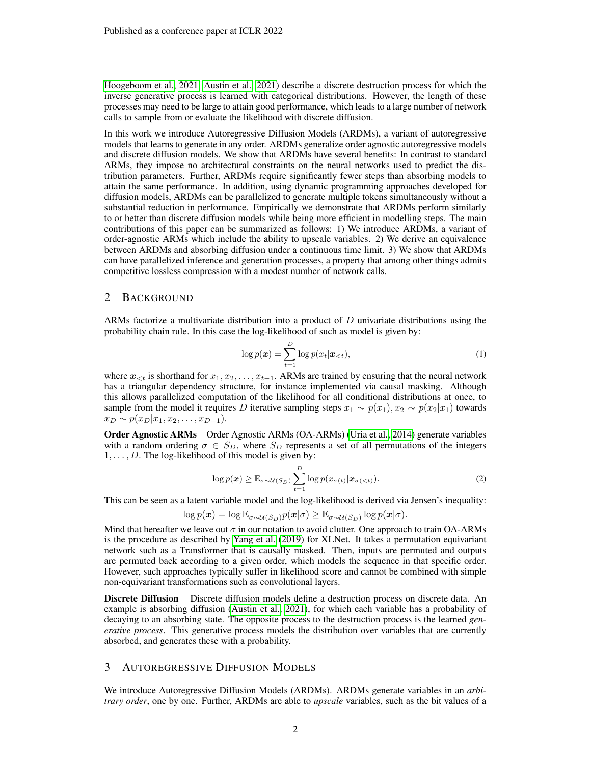Hoogeboom et al., 2021; Austin et al., 2021) describe a discrete destruction process for which the inverse generative process is learned with categorical distributions. However, the length of these processes may need to be large to attain good performance, which leads to a large number of network calls to sample from or evaluate the likelihood with discrete diffusion.

In this work we introduce Autoregressive Diffusion Models (ARDMs), a variant of autoregressive models that learns to generate in any order. ARDMs generalize order agnostic autoregressive models and discrete diffusion models. We show that ARDMs have several benefits: In contrast to standard ARMs, they impose no architectural constraints on the neural networks used to predict the distribution parameters. Further, ARDMs require significantly fewer steps than absorbing models to attain the same performance. In addition, using dynamic programming approaches developed for diffusion models, ARDMs can be parallelized to generate multiple tokens simultaneously without a substantial reduction in performance. Empirically we demonstrate that ARDMs perform similarly to or better than discrete diffusion models while being more efficient in modelling steps. The main contributions of this paper can be summarized as follows: 1) We introduce ARDMs, a variant of order-agnostic ARMs which include the ability to upscale variables. 2) We derive an equivalence between ARDMs and absorbing diffusion under a continuous time limit. 3) We show that ARDMs can have parallelized inference and generation processes, a property that among other things admits competitive lossless compression with a modest number of network calls.

## 2 Background

ARMs factorize a multivariate distribution into a product of $D$ univariate distributions using the probability chain rule. In this case the log-likelihood of such as model is given by:

$$\log p(\boldsymbol{x}) = \sum_{t=1}^{D} \log p(x_t | \boldsymbol{x}_{<t}), \tag{1}$$

where $\boldsymbol{x}_{<t}$ is shorthand for $x_1, x_2, \ldots, x_{t-1}$. ARMs are trained by ensuring that the neural network has a triangular dependency structure, for instance implemented via causal masking. Although this allows parallelized computation of the likelihood for all conditional distributions at once, to sample from the model it requires $D$ iterative sampling steps $x_1 \sim p(x_1), x_2 \sim p(x_2|x_1)$ towards $x_D \sim p(x_D|x_1, x_2, \ldots, x_{D-1})$.

**Order Agnostic ARMs** Order Agnostic ARMs (OA-ARMs) (Uria et al., 2014) generate variables with a random ordering $\sigma \in S_D$, where $S_D$ represents a set of all permutations of the integers $1, \ldots, D$. The log-likelihood of this model is given by:

$$\log p(\boldsymbol{x}) \geq \mathbb{E}_{\sigma \sim \mathcal{U}(S_D)} \sum_{t=1}^{D} \log p(x_{\sigma(t)} | \boldsymbol{x}_{\sigma(<t)}). \tag{2}$$

This can be seen as a latent variable model and the log-likelihood is derived via Jensen's inequality:

$$\log p(\boldsymbol{x}) = \log \mathbb{E}_{\sigma \sim \mathcal{U}(S_D)} p(\boldsymbol{x}|\sigma) \geq \mathbb{E}_{\sigma \sim \mathcal{U}(S_D)} \log p(\boldsymbol{x}|\sigma).$$

Mind that hereafter we leave out $\sigma$ in our notation to avoid clutter. One approach to train OA-ARMs is the procedure as described by Yang et al. (2019) for XLNet. It takes a permutation equivariant network such as a Transformer that is causally masked. Then, inputs are permuted and outputs are permuted back according to a given order, which models the sequence in that specific order. However, such approaches typically suffer in likelihood score and cannot be combined with simple non-equivariant transformations such as convolutional layers.

**Discrete Diffusion** Discrete diffusion models define a destruction process on discrete data. An example is absorbing diffusion (Austin et al., 2021), for which each variable has a probability of decaying to an absorbing state. The opposite process to the destruction process is the learned *generative process*. This generative process models the distribution over variables that are currently absorbed, and generates these with a probability.

## 3 Autoregressive Diffusion Models

We introduce Autoregressive Diffusion Models (ARDMs). ARDMs generate variables in an *arbitrary order*, one by one. Further, ARDMs are able to *upscale* variables, such as the bit values of a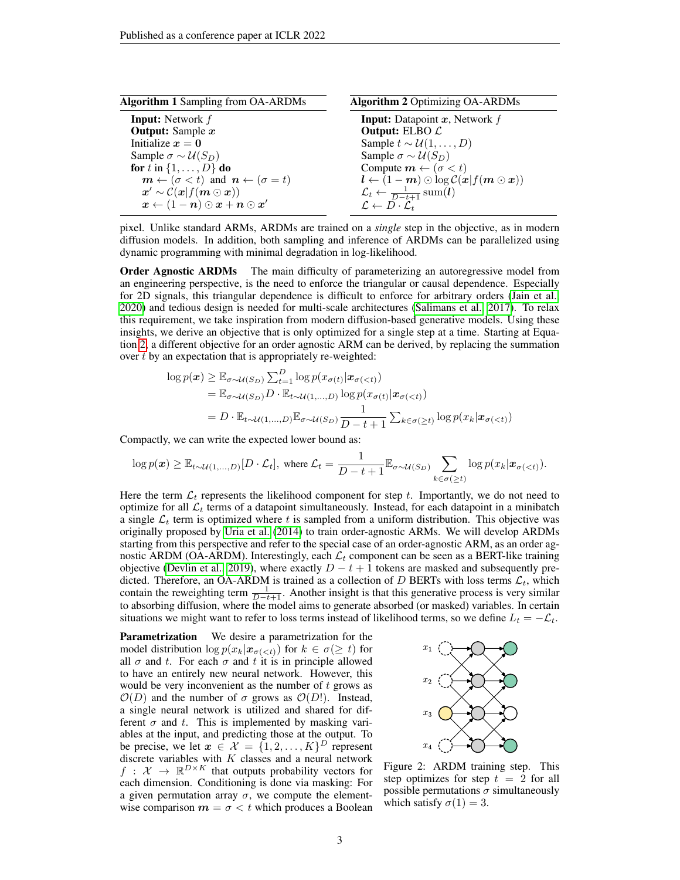**Algorithm 1** Sampling from OA-ARDMs

**Input:** Network $f$
**Output:** Sample $\boldsymbol{x}$
Initialize $\boldsymbol{x} = \boldsymbol{0}$
Sample $\sigma \sim \mathcal{U}(S_D)$
**for** $t$ in $\{1, \ldots, D\}$ **do**
  $\boldsymbol{m} \leftarrow (\sigma < t)$ and $\boldsymbol{n} \leftarrow (\sigma = t)$
  $\boldsymbol{x}' \sim \mathcal{C}(\boldsymbol{x} | f(\boldsymbol{m} \odot \boldsymbol{x}))$
  $\boldsymbol{x} \leftarrow (1 - \boldsymbol{n}) \odot \boldsymbol{x} + \boldsymbol{n} \odot \boldsymbol{x}'$

**Algorithm 2** Optimizing OA-ARDMs

**Input:** Datapoint $\boldsymbol{x}$, Network $f$
**Output:** ELBO $\mathcal{L}$
Sample $t \sim \mathcal{U}(1, \ldots, D)$
Sample $\sigma \sim \mathcal{U}(S_D)$
Compute $\boldsymbol{m} \leftarrow (\sigma < t)$
$\boldsymbol{l} \leftarrow (1 - \boldsymbol{m}) \odot \log \mathcal{C}(\boldsymbol{x} | f(\boldsymbol{m} \odot \boldsymbol{x}))$
$\mathcal{L}_t \leftarrow \frac{1}{D-t+1} \operatorname{sum}(\boldsymbol{l})$
$\mathcal{L} \leftarrow D \cdot \mathcal{L}_t$

pixel. Unlike standard ARMs, ARDMs are trained on a *single* step in the objective, as in modern diffusion models. In addition, both sampling and inference of ARDMs can be parallelized using dynamic programming with minimal degradation in log-likelihood.

**Order Agnostic ARDMs** The main difficulty of parameterizing an autoregressive model from an engineering perspective, is the need to enforce the triangular or causal dependence. Especially for 2D signals, this triangular dependence is difficult to enforce for arbitrary orders (Jain et al., 2020) and tedious design is needed for multi-scale architectures (Salimans et al., 2017). To relax this requirement, we take inspiration from modern diffusion-based generative models. Using these insights, we derive an objective that is only optimized for a single step at a time. Starting at Equation 2, a different objective for an order agnostic ARM can be derived, by replacing the summation over $t$ by an expectation that is appropriately re-weighted:

$$
\begin{aligned}
\log p(\boldsymbol{x}) &\geq \mathbb{E}_{\sigma \sim \mathcal{U}(S_D)} \textstyle\sum_{t=1}^{D} \log p(x_{\sigma(t)} | \boldsymbol{x}_{\sigma(<t)}) \\
&= \mathbb{E}_{\sigma \sim \mathcal{U}(S_D)} D \cdot \mathbb{E}_{t \sim \mathcal{U}(1,\ldots,D)} \log p(x_{\sigma(t)} | \boldsymbol{x}_{\sigma(<t)}) \\
&= D \cdot \mathbb{E}_{t \sim \mathcal{U}(1,\ldots,D)} \mathbb{E}_{\sigma \sim \mathcal{U}(S_D)} \frac{1}{D-t+1} \textstyle\sum_{k \in \sigma(\geq t)} \log p(x_k | \boldsymbol{x}_{\sigma(<t)})
\end{aligned}
$$

Compactly, we can write the expected lower bound as:

$$
\log p(\boldsymbol{x}) \geq \mathbb{E}_{t \sim \mathcal{U}(1,\ldots,D)} [D \cdot \mathcal{L}_t], \text{ where } \mathcal{L}_t = \frac{1}{D-t+1} \mathbb{E}_{\sigma \sim \mathcal{U}(S_D)} \sum_{k \in \sigma(\geq t)} \log p(x_k | \boldsymbol{x}_{\sigma(<t)}).
$$

Here the term $\mathcal{L}_t$ represents the likelihood component for step $t$. Importantly, we do not need to optimize for all $\mathcal{L}_t$ terms of a datapoint simultaneously. Instead, for each datapoint in a minibatch a single $\mathcal{L}_t$ term is optimized where $t$ is sampled from a uniform distribution. This objective was originally proposed by Uria et al. (2014) to train order-agnostic ARMs. We will develop ARDMs starting from this perspective and refer to the special case of an order-agnostic ARM, as an order agnostic ARDM (OA-ARDM). Interestingly, each $\mathcal{L}_t$ component can be seen as a BERT-like training objective (Devlin et al., 2019), where exactly $D - t + 1$ tokens are masked and subsequently predicted. Therefore, an OA-ARDM is trained as a collection of $D$ BERTs with loss terms $\mathcal{L}_t$, which contain the reweighting term $\frac{1}{D-t+1}$. Another insight is that this generative process is very similar to absorbing diffusion, where the model aims to generate absorbed (or masked) variables. In certain situations we might want to refer to loss terms instead of likelihood terms, so we define $L_t = -\mathcal{L}_t$.

**Parametrization** We desire a parametrization for the model distribution $\log p(x_k | \boldsymbol{x}_{\sigma(<t)})$ for $k \in \sigma(\geq t)$ for all $\sigma$ and $t$. For each $\sigma$ and $t$ it is in principle allowed to have an entirely new neural network. However, this would be very inconvenient as the number of $t$ grows as $\mathcal{O}(D)$ and the number of $\sigma$ grows as $\mathcal{O}(D!)$. Instead, a single neural network is utilized and shared for different $\sigma$ and $t$. This is implemented by masking variables at the input, and predicting those at the output. To be precise, we let $\boldsymbol{x} \in \mathcal{X} = \{1, 2, \ldots, K\}^D$ represent discrete variables with $K$ classes and a neural network $f : \mathcal{X} \rightarrow \mathbb{R}^{D \times K}$ that outputs probability vectors for each dimension. Conditioning is done via masking: For a given permutation array $\sigma$, we compute the element-wise comparison $\boldsymbol{m} = \sigma < t$ which produces a Boolean

Figure 2: ARDM training step. This step optimizes for step $t = 2$ for all possible permutations $\sigma$ simultaneously which satisfy $\sigma(1) = 3$.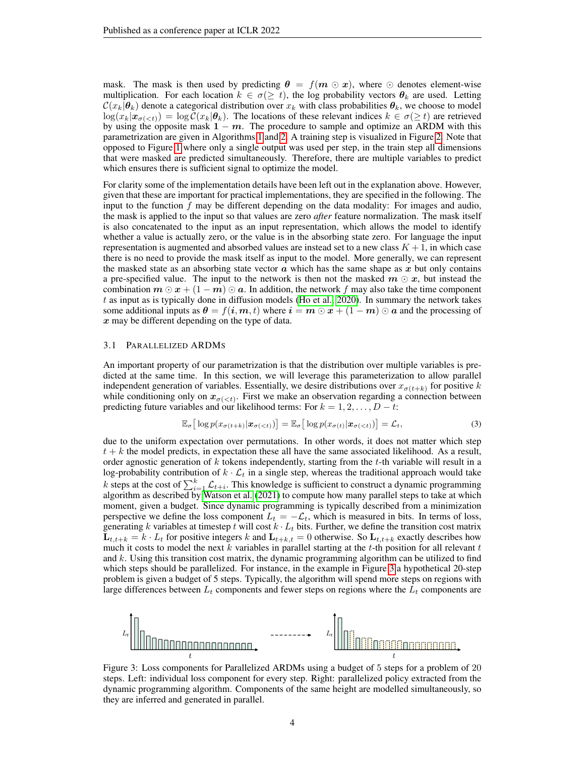mask. The mask is then used by predicting $\boldsymbol{\theta} = f(\boldsymbol{m} \odot \boldsymbol{x})$, where $\odot$ denotes element-wise multiplication. For each location $k \in \sigma(\geq t)$, the log probability vectors $\boldsymbol{\theta}_k$ are used. Letting $\mathcal{C}(x_k|\boldsymbol{\theta}_k)$ denote a categorical distribution over $x_k$ with class probabilities $\boldsymbol{\theta}_k$, we choose to model $\log(x_k|\boldsymbol{x}_{\sigma(<t)}) = \log \mathcal{C}(x_k|\boldsymbol{\theta}_k)$. The locations of these relevant indices $k \in \sigma(\geq t)$ are retrieved by using the opposite mask $\mathbf{1} - \boldsymbol{m}$. The procedure to sample and optimize an ARDM with this parametrization are given in Algorithms 1 and 2. A training step is visualized in Figure 2. Note that opposed to Figure 1 where only a single output was used per step, in the train step all dimensions that were masked are predicted simultaneously. Therefore, there are multiple variables to predict which ensures there is sufficient signal to optimize the model.

For clarity some of the implementation details have been left out in the explanation above. However, given that these are important for practical implementations, they are specified in the following. The input to the function $f$ may be different depending on the data modality: For images and audio, the mask is applied to the input so that values are zero *after* feature normalization. The mask itself is also concatenated to the input as an input representation, which allows the model to identify whether a value is actually zero, or the value is in the absorbing state zero. For language the input representation is augmented and absorbed values are instead set to a new class $K + 1$, in which case there is no need to provide the mask itself as input to the model. More generally, we can represent the masked state as an absorbing state vector $\boldsymbol{a}$ which has the same shape as $\boldsymbol{x}$ but only contains a pre-specified value. The input to the network is then not the masked $\boldsymbol{m} \odot \boldsymbol{x}$, but instead the combination $\boldsymbol{m} \odot \boldsymbol{x} + (1 - \boldsymbol{m}) \odot \boldsymbol{a}$. In addition, the network $f$ may also take the time component $t$ as input as is typically done in diffusion models (Ho et al., 2020). In summary the network takes some additional inputs as $\boldsymbol{\theta} = f(\boldsymbol{i}, \boldsymbol{m}, t)$ where $\boldsymbol{i} = \boldsymbol{m} \odot \boldsymbol{x} + (1 - \boldsymbol{m}) \odot \boldsymbol{a}$ and the processing of $\boldsymbol{x}$ may be different depending on the type of data.

### 3.1 Parallelized ARDMs

An important property of our parametrization is that the distribution over multiple variables is predicted at the same time. In this section, we will leverage this parameterization to allow parallel independent generation of variables. Essentially, we desire distributions over $x_{\sigma(t+k)}$ for positive $k$ while conditioning only on $\boldsymbol{x}_{\sigma(<t)}$. First we make an observation regarding a connection between predicting future variables and our likelihood terms: For $k = 1, 2, \ldots, D - t$:

$$\mathbb{E}_{\sigma}\big[\log p(x_{\sigma(t+k)}|\boldsymbol{x}_{\sigma(<t)})\big] = \mathbb{E}_{\sigma}\big[\log p(x_{\sigma(t)}|\boldsymbol{x}_{\sigma(<t)})\big] = \mathcal{L}_t, \tag{3}$$

due to the uniform expectation over permutations. In other words, it does not matter which step $t + k$ the model predicts, in expectation these all have the same associated likelihood. As a result, order agnostic generation of $k$ tokens independently, starting from the $t$-th variable will result in a log-probability contribution of $k \cdot \mathcal{L}_t$ in a single step, whereas the traditional approach would take $k$ steps at the cost of $\sum_{i=1}^{k} \mathcal{L}_{t+i}$. This knowledge is sufficient to construct a dynamic programming algorithm as described by Watson et al. (2021) to compute how many parallel steps to take at which moment, given a budget. Since dynamic programming is typically described from a minimization perspective we define the loss component $L_t = -\mathcal{L}_t$, which is measured in bits. In terms of loss, generating $k$ variables at timestep $t$ will cost $k \cdot L_t$ bits. Further, we define the transition cost matrix $\mathbf{L}_{t,t+k} = k \cdot L_t$ for positive integers $k$ and $\mathbf{L}_{t+k,t} = 0$ otherwise. So $\mathbf{L}_{t,t+k}$ exactly describes how much it costs to model the next $k$ variables in parallel starting at the $t$-th position for all relevant $t$ and $k$. Using this transition cost matrix, the dynamic programming algorithm can be utilized to find which steps should be parallelized. For instance, in the example in Figure 3 a hypothetical 20-step problem is given a budget of 5 steps. Typically, the algorithm will spend more steps on regions with large differences between $L_t$ components and fewer steps on regions where the $L_t$ components are

Figure 3: Loss components for Parallelized ARDMs using a budget of 5 steps for a problem of 20 steps. Left: individual loss component for every step. Right: parallelized policy extracted from the dynamic programming algorithm. Components of the same height are modelled simultaneously, so they are inferred and generated in parallel.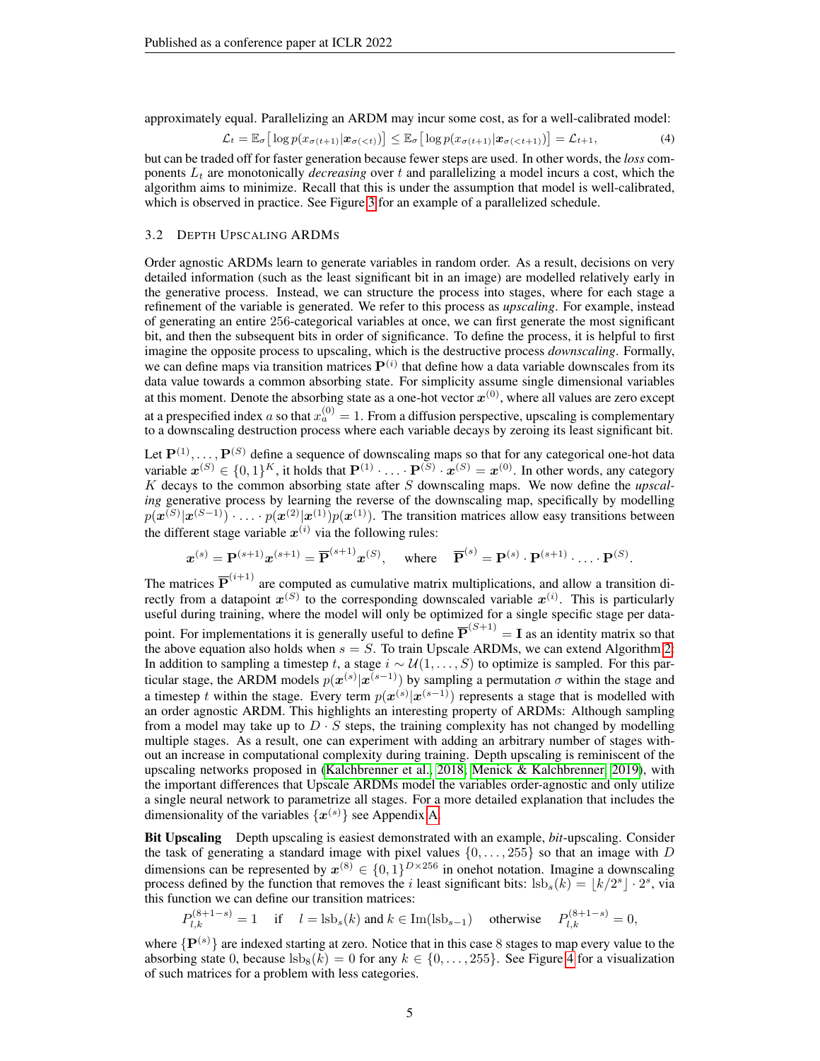approximately equal. Parallelizing an ARDM may incur some cost, as for a well-calibrated model:

$$\mathcal{L}_t = \mathbb{E}_\sigma\big[\log p(x_{\sigma(t+1)}|\boldsymbol{x}_{\sigma(<t)})\big] \leq \mathbb{E}_\sigma\big[\log p(x_{\sigma(t+1)}|\boldsymbol{x}_{\sigma(<t+1)})\big] = \mathcal{L}_{t+1}, \tag{4}$$

but can be traded off for faster generation because fewer steps are used. In other words, the *loss* components $L_t$ are monotonically *decreasing* over $t$ and parallelizing a model incurs a cost, which the algorithm aims to minimize. Recall that this is under the assumption that model is well-calibrated, which is observed in practice. See Figure 3 for an example of a parallelized schedule.

### 3.2 Depth Upscaling ARDMs

Order agnostic ARDMs learn to generate variables in random order. As a result, decisions on very detailed information (such as the least significant bit in an image) are modelled relatively early in the generative process. Instead, we can structure the process into stages, where for each stage a refinement of the variable is generated. We refer to this process as *upscaling*. For example, instead of generating an entire 256-categorical variables at once, we can first generate the most significant bit, and then the subsequent bits in order of significance. To define the process, it is helpful to first imagine the opposite process to upscaling, which is the destructive process *downscaling*. Formally, we can define maps via transition matrices $\mathbf{P}^{(i)}$ that define how a data variable downscales from its data value towards a common absorbing state. For simplicity assume single dimensional variables at this moment. Denote the absorbing state as a one-hot vector $\boldsymbol{x}^{(0)}$, where all values are zero except at a prespecified index $a$ so that $x^{(0)}_a = 1$. From a diffusion perspective, upscaling is complementary to a downscaling destruction process where each variable decays by zeroing its least significant bit.

Let $\mathbf{P}^{(1)}, \ldots, \mathbf{P}^{(S)}$ define a sequence of downscaling maps so that for any categorical one-hot data variable $\boldsymbol{x}^{(S)} \in \{0,1\}^K$, it holds that $\mathbf{P}^{(1)} \cdot \ldots \cdot \mathbf{P}^{(S)} \cdot \boldsymbol{x}^{(S)} = \boldsymbol{x}^{(0)}$. In other words, any category $K$ decays to the common absorbing state after $S$ downscaling maps. We now define the *upscaling* generative process by learning the reverse of the downscaling map, specifically by modelling $p(\boldsymbol{x}^{(S)}|\boldsymbol{x}^{(S-1)}) \cdot \ldots \cdot p(\boldsymbol{x}^{(2)}|\boldsymbol{x}^{(1)})p(\boldsymbol{x}^{(1)})$. The transition matrices allow easy transitions between the different stage variable $\boldsymbol{x}^{(i)}$ via the following rules:

$$\boldsymbol{x}^{(s)} = \mathbf{P}^{(s+1)}\boldsymbol{x}^{(s+1)} = \overline{\mathbf{P}}^{(s+1)}\boldsymbol{x}^{(S)}, \quad \text{where} \quad \overline{\mathbf{P}}^{(s)} = \mathbf{P}^{(s)} \cdot \mathbf{P}^{(s+1)} \cdot \ldots \cdot \mathbf{P}^{(S)}.$$

The matrices $\overline{\mathbf{P}}^{(i+1)}$ are computed as cumulative matrix multiplications, and allow a transition directly from a datapoint $\boldsymbol{x}^{(S)}$ to the corresponding downscaled variable $\boldsymbol{x}^{(i)}$. This is particularly useful during training, where the model will only be optimized for a single specific stage per datapoint. For implementations it is generally useful to define $\overline{\mathbf{P}}^{(S+1)} = \mathbf{I}$ as an identity matrix so that the above equation also holds when $s = S$. To train Upscale ARDMs, we can extend Algorithm 2: In addition to sampling a timestep $t$, a stage $i \sim \mathcal{U}(1, \ldots, S)$ to optimize is sampled. For this particular stage, the ARDM models $p(\boldsymbol{x}^{(s)}|\boldsymbol{x}^{(s-1)})$ by sampling a permutation $\sigma$ within the stage and a timestep $t$ within the stage. Every term $p(\boldsymbol{x}^{(s)}|\boldsymbol{x}^{(s-1)})$ represents a stage that is modelled with an order agnostic ARDM. This highlights an interesting property of ARDMs: Although sampling from a model may take up to $D \cdot S$ steps, the training complexity has not changed by modelling multiple stages. As a result, one can experiment with adding an arbitrary number of stages without an increase in computational complexity during training. Depth upscaling is reminiscent of the upscaling networks proposed in (Kalchbrenner et al., 2018; Menick & Kalchbrenner, 2019), with the important differences that Upscale ARDMs model the variables order-agnostic and only utilize a single neural network to parametrize all stages. For a more detailed explanation that includes the dimensionality of the variables $\{\boldsymbol{x}^{(s)}\}$ see Appendix A.

**Bit Upscaling** Depth upscaling is easiest demonstrated with an example, *bit*-upscaling. Consider the task of generating a standard image with pixel values $\{0, \ldots, 255\}$ so that an image with $D$ dimensions can be represented by $\boldsymbol{x}^{(8)} \in \{0,1\}^{D \times 256}$ in onehot notation. Imagine a downscaling process defined by the function that removes the $i$ least significant bits: $\text{lsb}_s(k) = \lfloor k/2^s \rfloor \cdot 2^s$, via this function we can define our transition matrices:

$$P^{(8+1-s)}_{l,k} = 1 \quad \text{if} \quad l = \text{lsb}_s(k) \text{ and } k \in \text{Im}(\text{lsb}_{s-1}) \quad \text{otherwise} \quad P^{(8+1-s)}_{l,k} = 0,$$

where $\{\mathbf{P}^{(s)}\}$ are indexed starting at zero. Notice that in this case 8 stages to map every value to the absorbing state 0, because $\text{lsb}_8(k) = 0$ for any $k \in \{0, \ldots, 255\}$. See Figure 4 for a visualization of such matrices for a problem with less categories.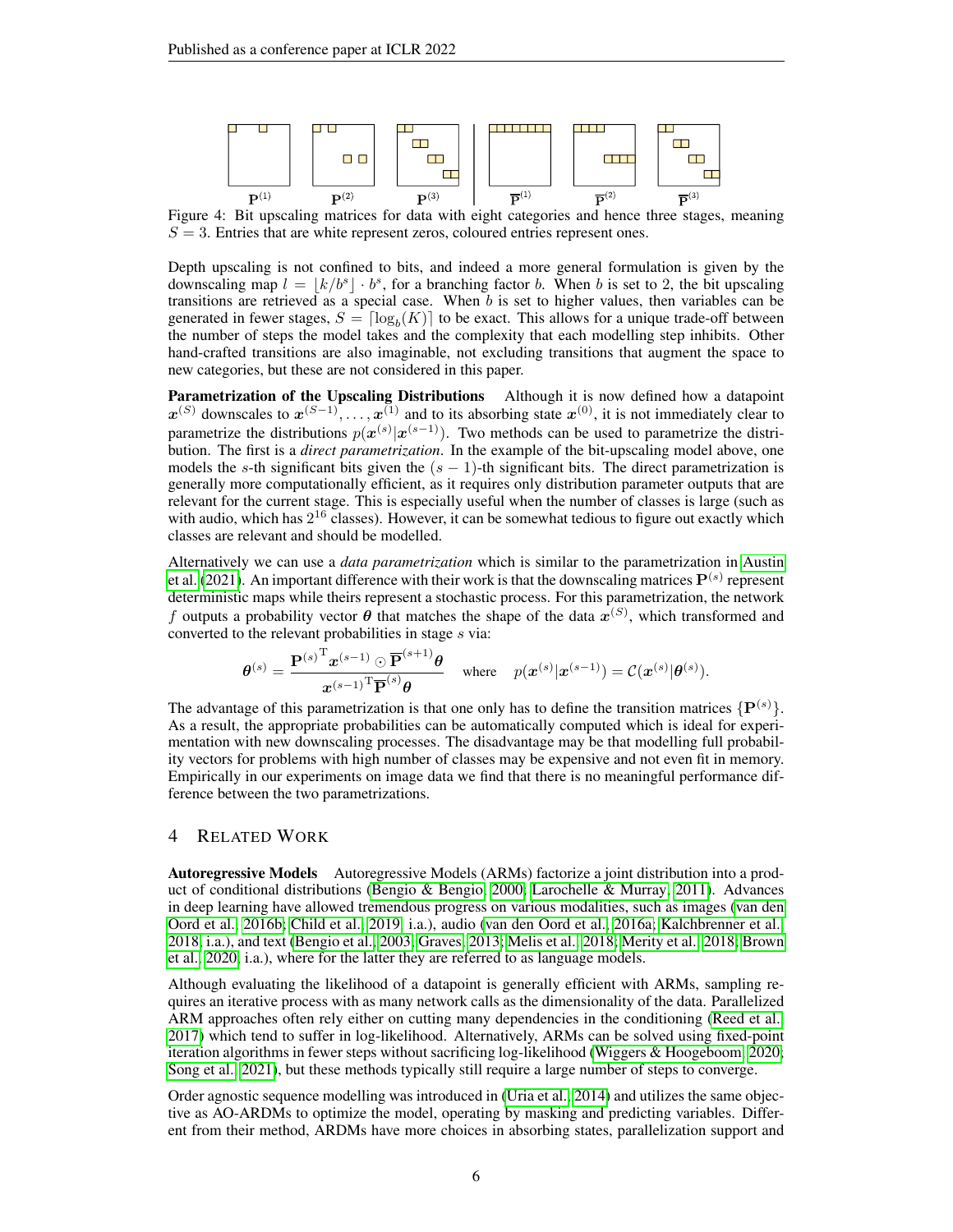Figure 4: Bit upscaling matrices for data with eight categories and hence three stages, meaning $S = 3$. Entries that are white represent zeros, coloured entries represent ones.

Depth upscaling is not confined to bits, and indeed a more general formulation is given by the downscaling map $l = \lfloor k/b^s \rfloor \cdot b^s$, for a branching factor $b$. When $b$ is set to 2, the bit upscaling transitions are retrieved as a special case. When $b$ is set to higher values, then variables can be generated in fewer stages, $S = \lceil \log_b(K) \rceil$ to be exact. This allows for a unique trade-off between the number of steps the model takes and the complexity that each modelling step inhibits. Other hand-crafted transitions are also imaginable, not excluding transitions that augment the space to new categories, but these are not considered in this paper.

**Parametrization of the Upscaling Distributions** Although it is now defined how a datapoint $\boldsymbol{x}^{(S)}$ downscales to $\boldsymbol{x}^{(S-1)}, \ldots, \boldsymbol{x}^{(1)}$ and to its absorbing state $\boldsymbol{x}^{(0)}$, it is not immediately clear to parametrize the distributions $p(\boldsymbol{x}^{(s)}|\boldsymbol{x}^{(s-1)})$. Two methods can be used to parametrize the distribution. The first is a *direct parametrization*. In the example of the bit-upscaling model above, one models the $s$-th significant bits given the $(s-1)$-th significant bits. The direct parametrization is generally more computationally efficient, as it requires only distribution parameter outputs that are relevant for the current stage. This is especially useful when the number of classes is large (such as with audio, which has $2^{16}$ classes). However, it can be somewhat tedious to figure out exactly which classes are relevant and should be modelled.

Alternatively we can use a *data parametrization* which is similar to the parametrization in Austin et al. (2021). An important difference with their work is that the downscaling matrices $\mathbf{P}^{(s)}$ represent deterministic maps while theirs represent a stochastic process. For this parametrization, the network $f$ outputs a probability vector $\boldsymbol{\theta}$ that matches the shape of the data $\boldsymbol{x}^{(S)}$, which transformed and converted to the relevant probabilities in stage $s$ via:

$$\boldsymbol{\theta}^{(s)} = \frac{{\mathbf{P}^{(s)}}^{\mathrm{T}} \boldsymbol{x}^{(s-1)} \odot \overline{\mathbf{P}}^{(s+1)} \boldsymbol{\theta}}{{\boldsymbol{x}^{(s-1)}}^{\mathrm{T}} \overline{\mathbf{P}}^{(s)} \boldsymbol{\theta}} \quad \text{where} \quad p(\boldsymbol{x}^{(s)}|\boldsymbol{x}^{(s-1)}) = \mathcal{C}(\boldsymbol{x}^{(s)}|\boldsymbol{\theta}^{(s)}).$$

The advantage of this parametrization is that one only has to define the transition matrices $\{\mathbf{P}^{(s)}\}$. As a result, the appropriate probabilities can be automatically computed which is ideal for experimentation with new downscaling processes. The disadvantage may be that modelling full probability vectors for problems with high number of classes may be expensive and not even fit in memory. Empirically in our experiments on image data we find that there is no meaningful performance difference between the two parametrizations.

## 4 Related Work

**Autoregressive Models** Autoregressive Models (ARMs) factorize a joint distribution into a product of conditional distributions (Bengio & Bengio, 2000; Larochelle & Murray, 2011). Advances in deep learning have allowed tremendous progress on various modalities, such as images (van den Oord et al., 2016b; Child et al., 2019, i.a.), audio (van den Oord et al., 2016a; Kalchbrenner et al., 2018, i.a.), and text (Bengio et al., 2003; Graves, 2013; Melis et al., 2018; Merity et al., 2018; Brown et al., 2020, i.a.), where for the latter they are referred to as language models.

Although evaluating the likelihood of a datapoint is generally efficient with ARMs, sampling requires an iterative process with as many network calls as the dimensionality of the data. Parallelized ARM approaches often rely either on cutting many dependencies in the conditioning (Reed et al., 2017) which tend to suffer in log-likelihood. Alternatively, ARMs can be solved using fixed-point iteration algorithms in fewer steps without sacrificing log-likelihood (Wiggers & Hoogeboom, 2020; Song et al., 2021), but these methods typically still require a large number of steps to converge.

Order agnostic sequence modelling was introduced in (Uria et al., 2014) and utilizes the same objective as AO-ARDMs to optimize the model, operating by masking and predicting variables. Different from their method, ARDMs have more choices in absorbing states, parallelization support and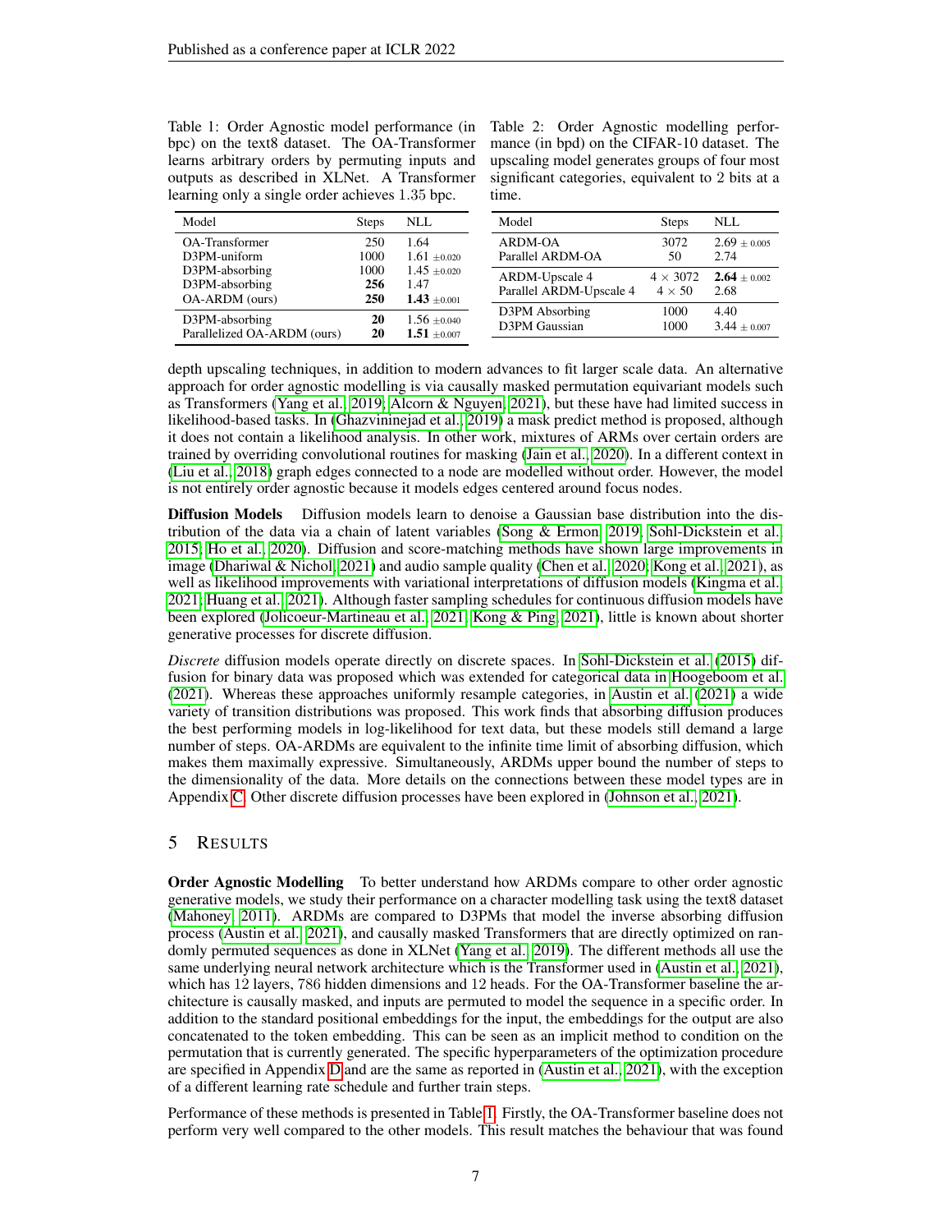Table 1: Order Agnostic model performance (in bpc) on the text8 dataset. The OA-Transformer learns arbitrary orders by permuting inputs and outputs as described in XLNet. A Transformer learning only a single order achieves 1.35 bpc.

| Model | Steps | NLL |
|---|---|---|
| OA-Transformer | 250 | 1.64 |
| D3PM-uniform | 1000 | 1.61 $\pm$0.020 |
| D3PM-absorbing | 1000 | 1.45 $\pm$0.020 |
| D3PM-absorbing | **256** | 1.47 |
| OA-ARDM (ours) | **250** | **1.43** $\pm$0.001 |
| D3PM-absorbing | **20** | 1.56 $\pm$0.040 |
| Parallelized OA-ARDM (ours) | **20** | **1.51** $\pm$0.007 |

Table 2: Order Agnostic modelling performance (in bpd) on the CIFAR-10 dataset. The upscaling model generates groups of four most significant categories, equivalent to 2 bits at a time.

| Model | Steps | NLL |
|---|---|---|
| ARDM-OA | 3072 | 2.69 $\pm$ 0.005 |
| Parallel ARDM-OA | 50 | 2.74 |
| ARDM-Upscale 4 | $4 \times 3072$ | **2.64** $\pm$ 0.002 |
| Parallel ARDM-Upscale 4 | $4 \times 50$ | 2.68 |
| D3PM Absorbing | 1000 | 4.40 |
| D3PM Gaussian | 1000 | 3.44 $\pm$ 0.007 |

depth upscaling techniques, in addition to modern advances to fit larger scale data. An alternative approach for order agnostic modelling is via causally masked permutation equivariant models such as Transformers (Yang et al., 2019; Alcorn & Nguyen, 2021), but these have had limited success in likelihood-based tasks. In (Ghazvininejad et al., 2019) a mask predict method is proposed, although it does not contain a likelihood analysis. In other work, mixtures of ARMs over certain orders are trained by overriding convolutional routines for masking (Jain et al., 2020). In a different context in (Liu et al., 2018) graph edges connected to a node are modelled without order. However, the model is not entirely order agnostic because it models edges centered around focus nodes.

**Diffusion Models** Diffusion models learn to denoise a Gaussian base distribution into the distribution of the data via a chain of latent variables (Song & Ermon, 2019; Sohl-Dickstein et al., 2015; Ho et al., 2020). Diffusion and score-matching methods have shown large improvements in image (Dhariwal & Nichol, 2021) and audio sample quality (Chen et al., 2020; Kong et al., 2021), as well as likelihood improvements with variational interpretations of diffusion models (Kingma et al., 2021; Huang et al., 2021). Although faster sampling schedules for continuous diffusion models have been explored (Jolicoeur-Martineau et al., 2021; Kong & Ping, 2021), little is known about shorter generative processes for discrete diffusion.

*Discrete* diffusion models operate directly on discrete spaces. In Sohl-Dickstein et al. (2015) diffusion for binary data was proposed which was extended for categorical data in Hoogeboom et al. (2021). Whereas these approaches uniformly resample categories, in Austin et al. (2021) a wide variety of transition distributions was proposed. This work finds that absorbing diffusion produces the best performing models in log-likelihood for text data, but these models still demand a large number of steps. OA-ARDMs are equivalent to the infinite time limit of absorbing diffusion, which makes them maximally expressive. Simultaneously, ARDMs upper bound the number of steps to the dimensionality of the data. More details on the connections between these model types are in Appendix C. Other discrete diffusion processes have been explored in (Johnson et al., 2021).

## 5 Results

**Order Agnostic Modelling** To better understand how ARDMs compare to other order agnostic generative models, we study their performance on a character modelling task using the text8 dataset (Mahoney, 2011). ARDMs are compared to D3PMs that model the inverse absorbing diffusion process (Austin et al., 2021), and causally masked Transformers that are directly optimized on randomly permuted sequences as done in XLNet (Yang et al., 2019). The different methods all use the same underlying neural network architecture which is the Transformer used in (Austin et al., 2021), which has 12 layers, 786 hidden dimensions and 12 heads. For the OA-Transformer baseline the architecture is causally masked, and inputs are permuted to model the sequence in a specific order. In addition to the standard positional embeddings for the input, the embeddings for the output are also concatenated to the token embedding. This can be seen as an implicit method to condition on the permutation that is currently generated. The specific hyperparameters of the optimization procedure are specified in Appendix D and are the same as reported in (Austin et al., 2021), with the exception of a different learning rate schedule and further train steps.

Performance of these methods is presented in Table 1. Firstly, the OA-Transformer baseline does not perform very well compared to the other models. This result matches the behaviour that was found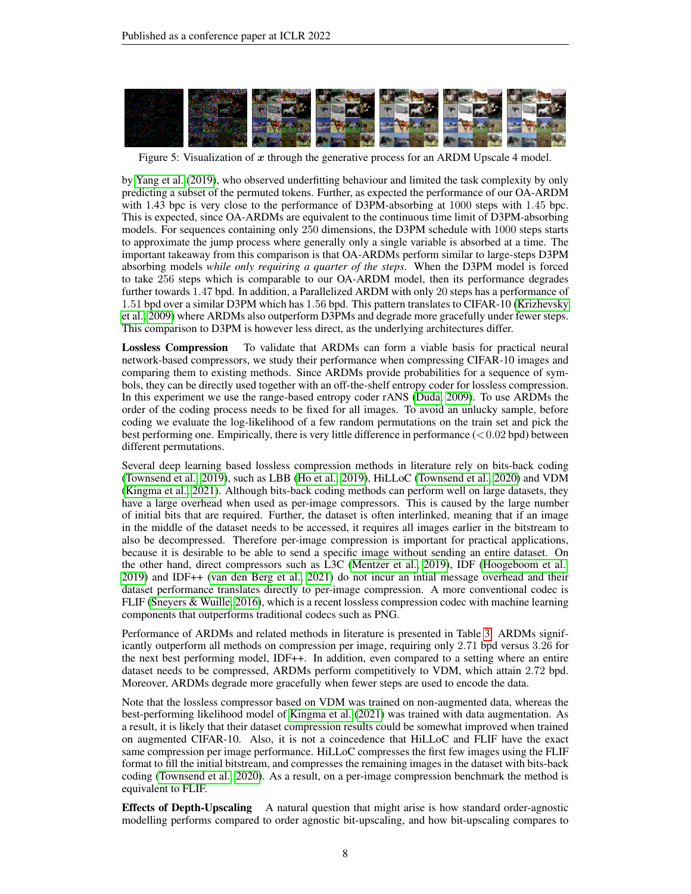Figure 5: Visualization of $\boldsymbol{x}$ through the generative process for an ARDM Upscale 4 model.

by Yang et al. (2019), who observed underfitting behaviour and limited the task complexity by only predicting a subset of the permuted tokens. Further, as expected the performance of our OA-ARDM with 1.43 bpc is very close to the performance of D3PM-absorbing at 1000 steps with 1.45 bpc. This is expected, since OA-ARDMs are equivalent to the continuous time limit of D3PM-absorbing models. For sequences containing only 250 dimensions, the D3PM schedule with 1000 steps starts to approximate the jump process where generally only a single variable is absorbed at a time. The important takeaway from this comparison is that OA-ARDMs perform similar to large-steps D3PM absorbing models *while only requiring a quarter of the steps*. When the D3PM model is forced to take 256 steps which is comparable to our OA-ARDM model, then its performance degrades further towards 1.47 bpd. In addition, a Parallelized ARDM with only 20 steps has a performance of 1.51 bpd over a similar D3PM which has 1.56 bpd. This pattern translates to CIFAR-10 (Krizhevsky et al., 2009) where ARDMs also outperform D3PMs and degrade more gracefully under fewer steps. This comparison to D3PM is however less direct, as the underlying architectures differ.

**Lossless Compression** To validate that ARDMs can form a viable basis for practical neural network-based compressors, we study their performance when compressing CIFAR-10 images and comparing them to existing methods. Since ARDMs provide probabilities for a sequence of symbols, they can be directly used together with an off-the-shelf entropy coder for lossless compression. In this experiment we use the range-based entropy coder rANS (Duda, 2009). To use ARDMs the order of the coding process needs to be fixed for all images. To avoid an unlucky sample, before coding we evaluate the log-likelihood of a few random permutations on the train set and pick the best performing one. Empirically, there is very little difference in performance ($<0.02$ bpd) between different permutations.

Several deep learning based lossless compression methods in literature rely on bits-back coding (Townsend et al., 2019), such as LBB (Ho et al., 2019), HiLLoC (Townsend et al., 2020) and VDM (Kingma et al., 2021). Although bits-back coding methods can perform well on large datasets, they have a large overhead when used as per-image compressors. This is caused by the large number of initial bits that are required. Further, the dataset is often interlinked, meaning that if an image in the middle of the dataset needs to be accessed, it requires all images earlier in the bitstream to also be decompressed. Therefore per-image compression is important for practical applications, because it is desirable to be able to send a specific image without sending an entire dataset. On the other hand, direct compressors such as L3C (Mentzer et al., 2019), IDF (Hoogeboom et al., 2019) and IDF++ (van den Berg et al., 2021) do not incur an intial message overhead and their dataset performance translates directly to per-image compression. A more conventional codec is FLIF (Sneyers & Wuille, 2016), which is a recent lossless compression codec with machine learning components that outperforms traditional codecs such as PNG.

Performance of ARDMs and related methods in literature is presented in Table 3. ARDMs significantly outperform all methods on compression per image, requiring only 2.71 bpd versus 3.26 for the next best performing model, IDF++. In addition, even compared to a setting where an entire dataset needs to be compressed, ARDMs perform competitively to VDM, which attain 2.72 bpd. Moreover, ARDMs degrade more gracefully when fewer steps are used to encode the data.

Note that the lossless compressor based on VDM was trained on non-augmented data, whereas the best-performing likelihood model of Kingma et al. (2021) was trained with data augmentation. As a result, it is likely that their dataset compression results could be somewhat improved when trained on augmented CIFAR-10. Also, it is not a coincidence that HiLLoC and FLIF have the exact same compression per image performance. HiLLoC compresses the first few images using the FLIF format to fill the initial bitstream, and compresses the remaining images in the dataset with bits-back coding (Townsend et al., 2020). As a result, on a per-image compression benchmark the method is equivalent to FLIF.

**Effects of Depth-Upscaling** A natural question that might arise is how standard order-agnostic modelling performs compared to order agnostic bit-upscaling, and how bit-upscaling compares to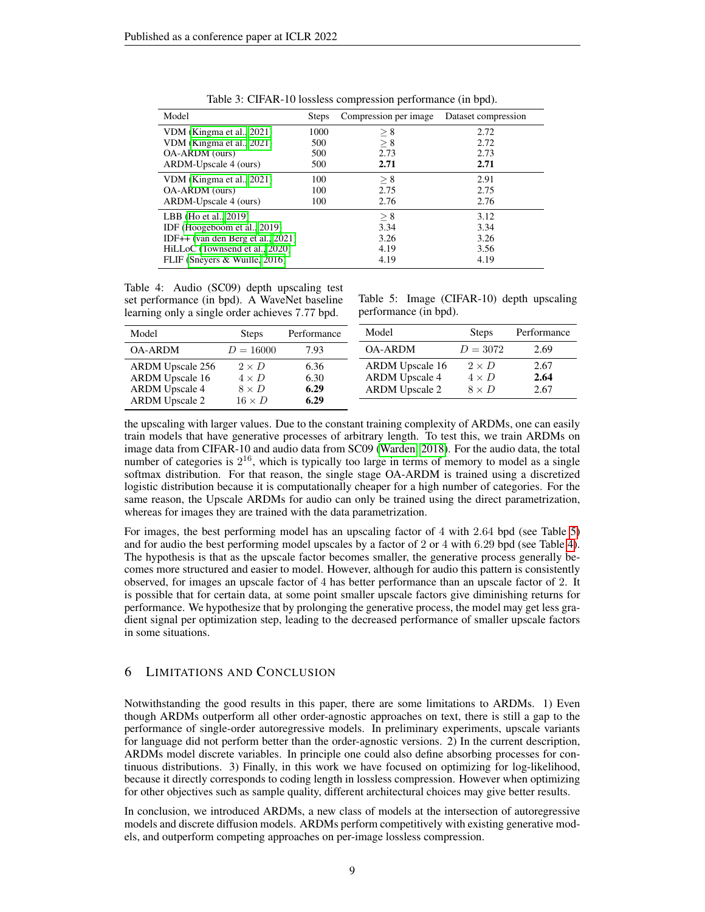Table 3: CIFAR-10 lossless compression performance (in bpd).

| Model | Steps | Compression per image | Dataset compression |
|---|---|---|---|
| VDM (Kingma et al., 2021) | 1000 | $\geq 8$ | 2.72 |
| VDM (Kingma et al., 2021) | 500 | $\geq 8$ | 2.72 |
| OA-ARDM (ours) | 500 | 2.73 | 2.73 |
| ARDM-Upscale 4 (ours) | 500 | **2.71** | **2.71** |
| VDM (Kingma et al., 2021) | 100 | $\geq 8$ | 2.91 |
| OA-ARDM (ours) | 100 | 2.75 | 2.75 |
| ARDM-Upscale 4 (ours) | 100 | 2.76 | 2.76 |
| LBB (Ho et al., 2019) | | $\geq 8$ | 3.12 |
| IDF (Hoogeboom et al., 2019) | | 3.34 | 3.34 |
| IDF++ (van den Berg et al., 2021) | | 3.26 | 3.26 |
| HiLLoC (Townsend et al., 2020) | | 4.19 | 3.56 |
| FLIF (Sneyers & Wuille, 2016) | | 4.19 | 4.19 |

Table 4: Audio (SC09) depth upscaling test set performance (in bpd). A WaveNet baseline learning only a single order achieves 7.77 bpd.

| Model | Steps | Performance |
|---|---|---|
| OA-ARDM | $D = 16000$ | 7.93 |
| ARDM Upscale 256 | $2 \times D$ | 6.36 |
| ARDM Upscale 16 | $4 \times D$ | 6.30 |
| ARDM Upscale 4 | $8 \times D$ | **6.29** |
| ARDM Upscale 2 | $16 \times D$ | **6.29** |

Table 5: Image (CIFAR-10) depth upscaling performance (in bpd).

| Model | Steps | Performance |
|---|---|---|
| OA-ARDM | $D = 3072$ | 2.69 |
| ARDM Upscale 16 | $2 \times D$ | 2.67 |
| ARDM Upscale 4 | $4 \times D$ | **2.64** |
| ARDM Upscale 2 | $8 \times D$ | 2.67 |

the upscaling with larger values. Due to the constant training complexity of ARDMs, one can easily train models that have generative processes of arbitrary length. To test this, we train ARDMs on image data from CIFAR-10 and audio data from SC09 (Warden, 2018). For the audio data, the total number of categories is $2^{16}$, which is typically too large in terms of memory to model as a single softmax distribution. For that reason, the single stage OA-ARDM is trained using a discretized logistic distribution because it is computationally cheaper for a high number of categories. For the same reason, the Upscale ARDMs for audio can only be trained using the direct parametrization, whereas for images they are trained with the data parametrization.

For images, the best performing model has an upscaling factor of 4 with 2.64 bpd (see Table 5) and for audio the best performing model upscales by a factor of 2 or 4 with 6.29 bpd (see Table 4). The hypothesis is that as the upscale factor becomes smaller, the generative process generally becomes more structured and easier to model. However, although for audio this pattern is consistently observed, for images an upscale factor of 4 has better performance than an upscale factor of 2. It is possible that for certain data, at some point smaller upscale factors give diminishing returns for performance. We hypothesize that by prolonging the generative process, the model may get less gradient signal per optimization step, leading to the decreased performance of smaller upscale factors in some situations.

## 6 Limitations and Conclusion

Notwithstanding the good results in this paper, there are some limitations to ARDMs. 1) Even though ARDMs outperform all other order-agnostic approaches on text, there is still a gap to the performance of single-order autoregressive models. In preliminary experiments, upscale variants for language did not perform better than the order-agnostic versions. 2) In the current description, ARDMs model discrete variables. In principle one could also define absorbing processes for continuous distributions. 3) Finally, in this work we have focused on optimizing for log-likelihood, because it directly corresponds to coding length in lossless compression. However when optimizing for other objectives such as sample quality, different architectural choices may give better results.

In conclusion, we introduced ARDMs, a new class of models at the intersection of autoregressive models and discrete diffusion models. ARDMs perform competitively with existing generative models, and outperform competing approaches on per-image lossless compression.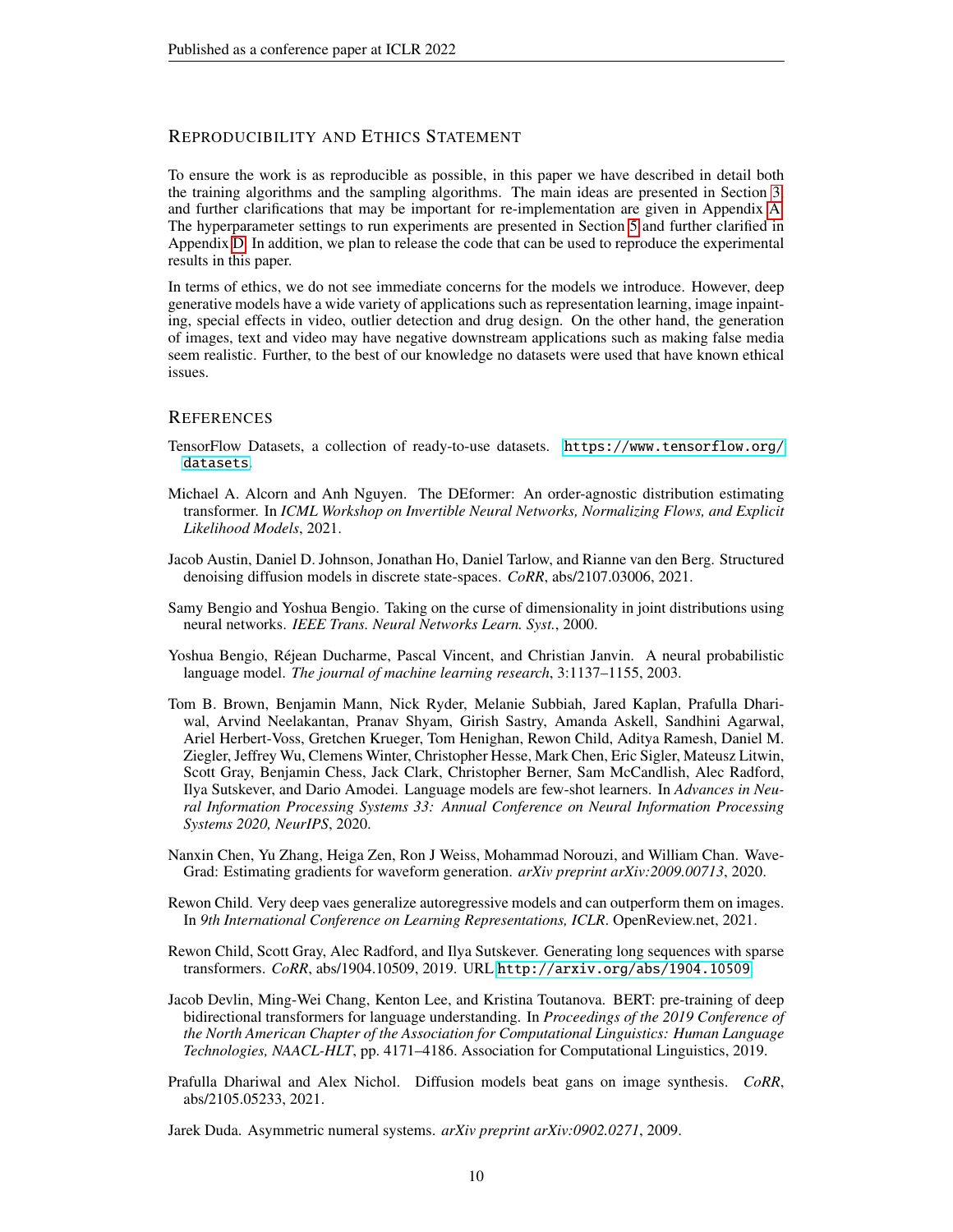## Reproducibility and Ethics Statement

To ensure the work is as reproducible as possible, in this paper we have described in detail both the training algorithms and the sampling algorithms. The main ideas are presented in Section 3, and further clarifications that may be important for re-implementation are given in Appendix A. The hyperparameter settings to run experiments are presented in Section 5 and further clarified in Appendix D. In addition, we plan to release the code that can be used to reproduce the experimental results in this paper.

In terms of ethics, we do not see immediate concerns for the models we introduce. However, deep generative models have a wide variety of applications such as representation learning, image inpainting, special effects in video, outlier detection and drug design. On the other hand, the generation of images, text and video may have negative downstream applications such as making false media seem realistic. Further, to the best of our knowledge no datasets were used that have known ethical issues.

## References

TensorFlow Datasets, a collection of ready-to-use datasets. https://www.tensorflow.org/datasets.

Michael A. Alcorn and Anh Nguyen. The DEformer: An order-agnostic distribution estimating transformer. In *ICML Workshop on Invertible Neural Networks, Normalizing Flows, and Explicit Likelihood Models*, 2021.

Jacob Austin, Daniel D. Johnson, Jonathan Ho, Daniel Tarlow, and Rianne van den Berg. Structured denoising diffusion models in discrete state-spaces. *CoRR*, abs/2107.03006, 2021.

Samy Bengio and Yoshua Bengio. Taking on the curse of dimensionality in joint distributions using neural networks. *IEEE Trans. Neural Networks Learn. Syst.*, 2000.

Yoshua Bengio, Réjean Ducharme, Pascal Vincent, and Christian Janvin. A neural probabilistic language model. *The journal of machine learning research*, 3:1137–1155, 2003.

Tom B. Brown, Benjamin Mann, Nick Ryder, Melanie Subbiah, Jared Kaplan, Prafulla Dhariwal, Arvind Neelakantan, Pranav Shyam, Girish Sastry, Amanda Askell, Sandhini Agarwal, Ariel Herbert-Voss, Gretchen Krueger, Tom Henighan, Rewon Child, Aditya Ramesh, Daniel M. Ziegler, Jeffrey Wu, Clemens Winter, Christopher Hesse, Mark Chen, Eric Sigler, Mateusz Litwin, Scott Gray, Benjamin Chess, Jack Clark, Christopher Berner, Sam McCandlish, Alec Radford, Ilya Sutskever, and Dario Amodei. Language models are few-shot learners. In *Advances in Neural Information Processing Systems 33: Annual Conference on Neural Information Processing Systems 2020, NeurIPS*, 2020.

Nanxin Chen, Yu Zhang, Heiga Zen, Ron J Weiss, Mohammad Norouzi, and William Chan. Wave-Grad: Estimating gradients for waveform generation. *arXiv preprint arXiv:2009.00713*, 2020.

Rewon Child. Very deep vaes generalize autoregressive models and can outperform them on images. In *9th International Conference on Learning Representations, ICLR*. OpenReview.net, 2021.

Rewon Child, Scott Gray, Alec Radford, and Ilya Sutskever. Generating long sequences with sparse transformers. *CoRR*, abs/1904.10509, 2019. URL http://arxiv.org/abs/1904.10509.

Jacob Devlin, Ming-Wei Chang, Kenton Lee, and Kristina Toutanova. BERT: pre-training of deep bidirectional transformers for language understanding. In *Proceedings of the 2019 Conference of the North American Chapter of the Association for Computational Linguistics: Human Language Technologies, NAACL-HLT*, pp. 4171–4186. Association for Computational Linguistics, 2019.

Prafulla Dhariwal and Alex Nichol. Diffusion models beat gans on image synthesis. *CoRR*, abs/2105.05233, 2021.

Jarek Duda. Asymmetric numeral systems. *arXiv preprint arXiv:0902.0271*, 2009.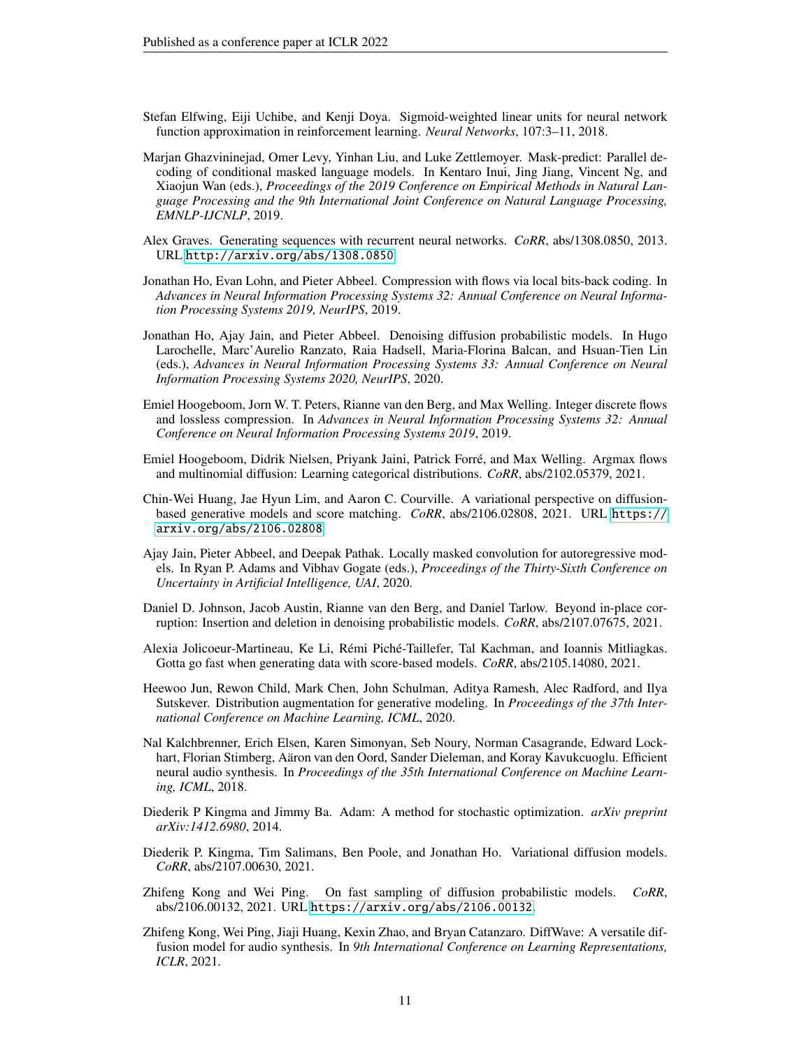Stefan Elfwing, Eiji Uchibe, and Kenji Doya. Sigmoid-weighted linear units for neural network function approximation in reinforcement learning. *Neural Networks*, 107:3–11, 2018.

Marjan Ghazvininejad, Omer Levy, Yinhan Liu, and Luke Zettlemoyer. Mask-predict: Parallel decoding of conditional masked language models. In Kentaro Inui, Jing Jiang, Vincent Ng, and Xiaojun Wan (eds.), *Proceedings of the 2019 Conference on Empirical Methods in Natural Language Processing and the 9th International Joint Conference on Natural Language Processing, EMNLP-IJCNLP*, 2019.

Alex Graves. Generating sequences with recurrent neural networks. *CoRR*, abs/1308.0850, 2013. URL http://arxiv.org/abs/1308.0850.

Jonathan Ho, Evan Lohn, and Pieter Abbeel. Compression with flows via local bits-back coding. In *Advances in Neural Information Processing Systems 32: Annual Conference on Neural Information Processing Systems 2019, NeurIPS*, 2019.

Jonathan Ho, Ajay Jain, and Pieter Abbeel. Denoising diffusion probabilistic models. In Hugo Larochelle, Marc'Aurelio Ranzato, Raia Hadsell, Maria-Florina Balcan, and Hsuan-Tien Lin (eds.), *Advances in Neural Information Processing Systems 33: Annual Conference on Neural Information Processing Systems 2020, NeurIPS*, 2020.

Emiel Hoogeboom, Jorn W. T. Peters, Rianne van den Berg, and Max Welling. Integer discrete flows and lossless compression. In *Advances in Neural Information Processing Systems 32: Annual Conference on Neural Information Processing Systems 2019*, 2019.

Emiel Hoogeboom, Didrik Nielsen, Priyank Jaini, Patrick Forré, and Max Welling. Argmax flows and multinomial diffusion: Learning categorical distributions. *CoRR*, abs/2102.05379, 2021.

Chin-Wei Huang, Jae Hyun Lim, and Aaron C. Courville. A variational perspective on diffusion-based generative models and score matching. *CoRR*, abs/2106.02808, 2021. URL https://arxiv.org/abs/2106.02808.

Ajay Jain, Pieter Abbeel, and Deepak Pathak. Locally masked convolution for autoregressive models. In Ryan P. Adams and Vibhav Gogate (eds.), *Proceedings of the Thirty-Sixth Conference on Uncertainty in Artificial Intelligence, UAI*, 2020.

Daniel D. Johnson, Jacob Austin, Rianne van den Berg, and Daniel Tarlow. Beyond in-place corruption: Insertion and deletion in denoising probabilistic models. *CoRR*, abs/2107.07675, 2021.

Alexia Jolicoeur-Martineau, Ke Li, Rémi Piché-Taillefer, Tal Kachman, and Ioannis Mitliagkas. Gotta go fast when generating data with score-based models. *CoRR*, abs/2105.14080, 2021.

Heewoo Jun, Rewon Child, Mark Chen, John Schulman, Aditya Ramesh, Alec Radford, and Ilya Sutskever. Distribution augmentation for generative modeling. In *Proceedings of the 37th International Conference on Machine Learning, ICML*, 2020.

Nal Kalchbrenner, Erich Elsen, Karen Simonyan, Seb Noury, Norman Casagrande, Edward Lockhart, Florian Stimberg, Aäron van den Oord, Sander Dieleman, and Koray Kavukcuoglu. Efficient neural audio synthesis. In *Proceedings of the 35th International Conference on Machine Learning, ICML*, 2018.

Diederik P Kingma and Jimmy Ba. Adam: A method for stochastic optimization. *arXiv preprint arXiv:1412.6980*, 2014.

Diederik P. Kingma, Tim Salimans, Ben Poole, and Jonathan Ho. Variational diffusion models. *CoRR*, abs/2107.00630, 2021.

Zhifeng Kong and Wei Ping. On fast sampling of diffusion probabilistic models. *CoRR*, abs/2106.00132, 2021. URL https://arxiv.org/abs/2106.00132.

Zhifeng Kong, Wei Ping, Jiaji Huang, Kexin Zhao, and Bryan Catanzaro. DiffWave: A versatile diffusion model for audio synthesis. In *9th International Conference on Learning Representations, ICLR*, 2021.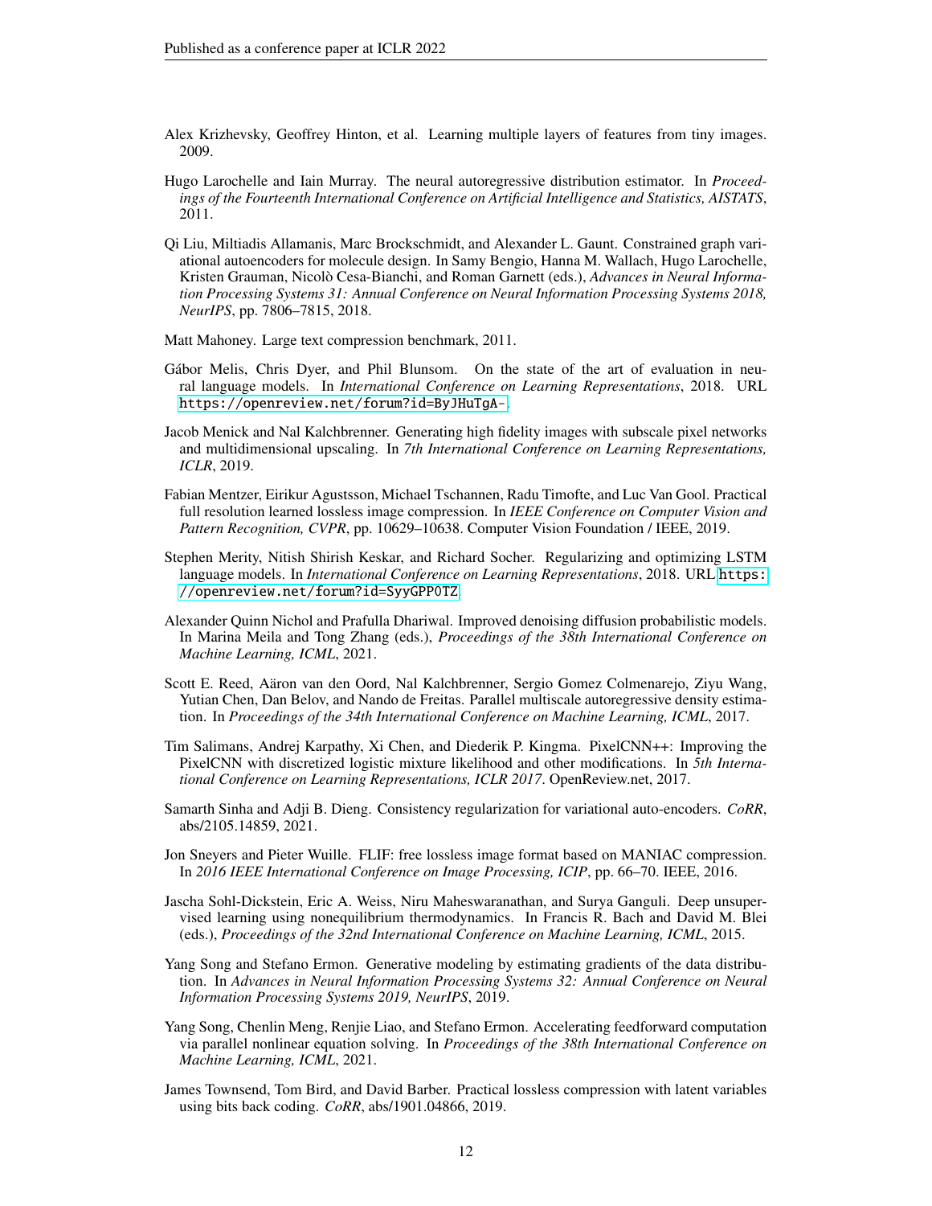Alex Krizhevsky, Geoffrey Hinton, et al. Learning multiple layers of features from tiny images. 2009.

Hugo Larochelle and Iain Murray. The neural autoregressive distribution estimator. In *Proceedings of the Fourteenth International Conference on Artificial Intelligence and Statistics, AISTATS*, 2011.

Qi Liu, Miltiadis Allamanis, Marc Brockschmidt, and Alexander L. Gaunt. Constrained graph variational autoencoders for molecule design. In Samy Bengio, Hanna M. Wallach, Hugo Larochelle, Kristen Grauman, Nicolò Cesa-Bianchi, and Roman Garnett (eds.), *Advances in Neural Information Processing Systems 31: Annual Conference on Neural Information Processing Systems 2018, NeurIPS*, pp. 7806–7815, 2018.

Matt Mahoney. Large text compression benchmark, 2011.

Gábor Melis, Chris Dyer, and Phil Blunsom. On the state of the art of evaluation in neural language models. In *International Conference on Learning Representations*, 2018. URL https://openreview.net/forum?id=ByJHuTgA-.

Jacob Menick and Nal Kalchbrenner. Generating high fidelity images with subscale pixel networks and multidimensional upscaling. In *7th International Conference on Learning Representations, ICLR*, 2019.

Fabian Mentzer, Eirikur Agustsson, Michael Tschannen, Radu Timofte, and Luc Van Gool. Practical full resolution learned lossless image compression. In *IEEE Conference on Computer Vision and Pattern Recognition, CVPR*, pp. 10629–10638. Computer Vision Foundation / IEEE, 2019.

Stephen Merity, Nitish Shirish Keskar, and Richard Socher. Regularizing and optimizing LSTM language models. In *International Conference on Learning Representations*, 2018. URL https://openreview.net/forum?id=SyyGPP0TZ.

Alexander Quinn Nichol and Prafulla Dhariwal. Improved denoising diffusion probabilistic models. In Marina Meila and Tong Zhang (eds.), *Proceedings of the 38th International Conference on Machine Learning, ICML*, 2021.

Scott E. Reed, Aäron van den Oord, Nal Kalchbrenner, Sergio Gomez Colmenarejo, Ziyu Wang, Yutian Chen, Dan Belov, and Nando de Freitas. Parallel multiscale autoregressive density estimation. In *Proceedings of the 34th International Conference on Machine Learning, ICML*, 2017.

Tim Salimans, Andrej Karpathy, Xi Chen, and Diederik P. Kingma. PixelCNN++: Improving the PixelCNN with discretized logistic mixture likelihood and other modifications. In *5th International Conference on Learning Representations, ICLR 2017*. OpenReview.net, 2017.

Samarth Sinha and Adji B. Dieng. Consistency regularization for variational auto-encoders. *CoRR*, abs/2105.14859, 2021.

Jon Sneyers and Pieter Wuille. FLIF: free lossless image format based on MANIAC compression. In *2016 IEEE International Conference on Image Processing, ICIP*, pp. 66–70. IEEE, 2016.

Jascha Sohl-Dickstein, Eric A. Weiss, Niru Maheswaranathan, and Surya Ganguli. Deep unsupervised learning using nonequilibrium thermodynamics. In Francis R. Bach and David M. Blei (eds.), *Proceedings of the 32nd International Conference on Machine Learning, ICML*, 2015.

Yang Song and Stefano Ermon. Generative modeling by estimating gradients of the data distribution. In *Advances in Neural Information Processing Systems 32: Annual Conference on Neural Information Processing Systems 2019, NeurIPS*, 2019.

Yang Song, Chenlin Meng, Renjie Liao, and Stefano Ermon. Accelerating feedforward computation via parallel nonlinear equation solving. In *Proceedings of the 38th International Conference on Machine Learning, ICML*, 2021.

James Townsend, Tom Bird, and David Barber. Practical lossless compression with latent variables using bits back coding. *CoRR*, abs/1901.04866, 2019.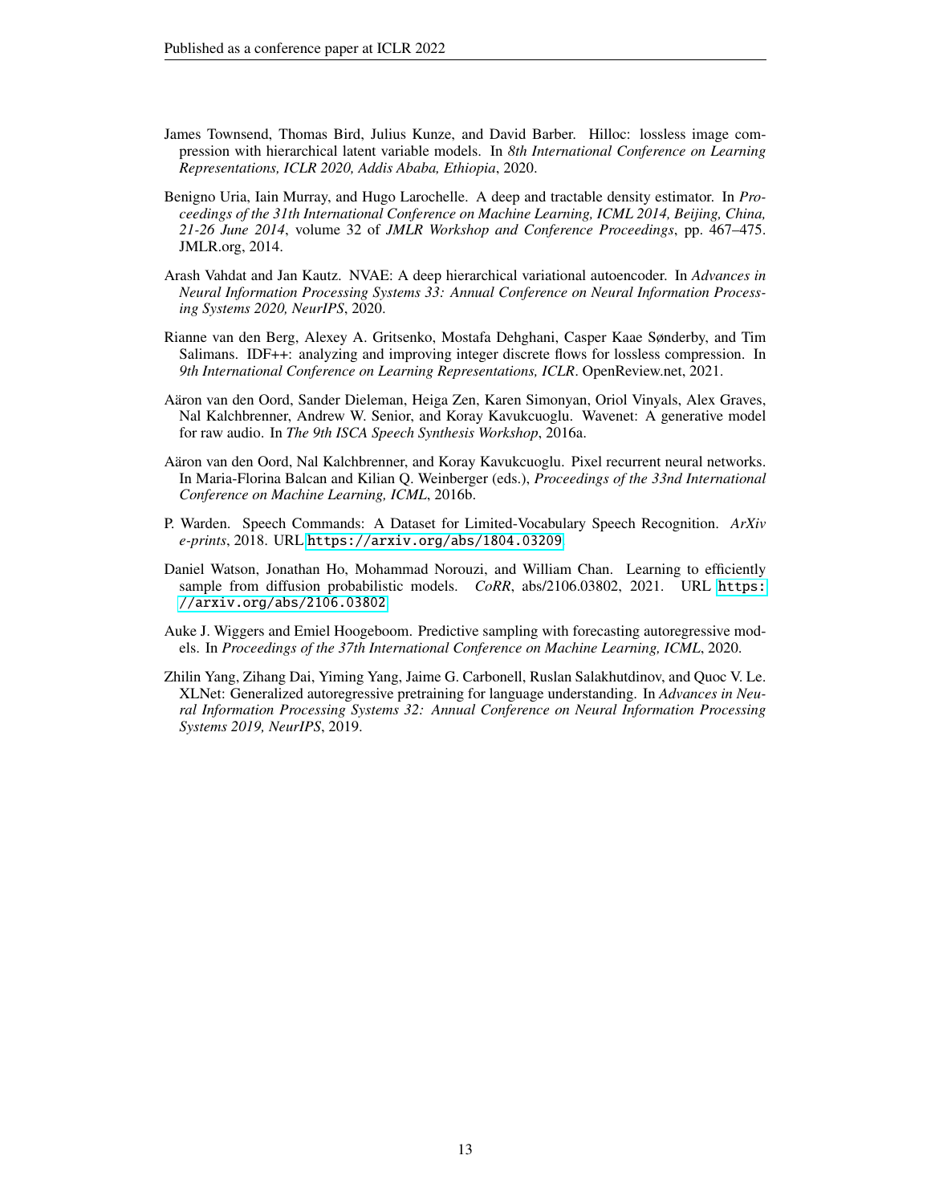James Townsend, Thomas Bird, Julius Kunze, and David Barber. Hilloc: lossless image compression with hierarchical latent variable models. In *8th International Conference on Learning Representations, ICLR 2020, Addis Ababa, Ethiopia*, 2020.

Benigno Uria, Iain Murray, and Hugo Larochelle. A deep and tractable density estimator. In *Proceedings of the 31th International Conference on Machine Learning, ICML 2014, Beijing, China, 21-26 June 2014*, volume 32 of *JMLR Workshop and Conference Proceedings*, pp. 467–475. JMLR.org, 2014.

Arash Vahdat and Jan Kautz. NVAE: A deep hierarchical variational autoencoder. In *Advances in Neural Information Processing Systems 33: Annual Conference on Neural Information Processing Systems 2020, NeurIPS*, 2020.

Rianne van den Berg, Alexey A. Gritsenko, Mostafa Dehghani, Casper Kaae Sønderby, and Tim Salimans. IDF++: analyzing and improving integer discrete flows for lossless compression. In *9th International Conference on Learning Representations, ICLR*. OpenReview.net, 2021.

Aäron van den Oord, Sander Dieleman, Heiga Zen, Karen Simonyan, Oriol Vinyals, Alex Graves, Nal Kalchbrenner, Andrew W. Senior, and Koray Kavukcuoglu. Wavenet: A generative model for raw audio. In *The 9th ISCA Speech Synthesis Workshop*, 2016a.

Aäron van den Oord, Nal Kalchbrenner, and Koray Kavukcuoglu. Pixel recurrent neural networks. In Maria-Florina Balcan and Kilian Q. Weinberger (eds.), *Proceedings of the 33nd International Conference on Machine Learning, ICML*, 2016b.

P. Warden. Speech Commands: A Dataset for Limited-Vocabulary Speech Recognition. *ArXiv e-prints*, 2018. URL https://arxiv.org/abs/1804.03209.

Daniel Watson, Jonathan Ho, Mohammad Norouzi, and William Chan. Learning to efficiently sample from diffusion probabilistic models. *CoRR*, abs/2106.03802, 2021. URL https://arxiv.org/abs/2106.03802.

Auke J. Wiggers and Emiel Hoogeboom. Predictive sampling with forecasting autoregressive models. In *Proceedings of the 37th International Conference on Machine Learning, ICML*, 2020.

Zhilin Yang, Zihang Dai, Yiming Yang, Jaime G. Carbonell, Ruslan Salakhutdinov, and Quoc V. Le. XLNet: Generalized autoregressive pretraining for language understanding. In *Advances in Neural Information Processing Systems 32: Annual Conference on Neural Information Processing Systems 2019, NeurIPS*, 2019.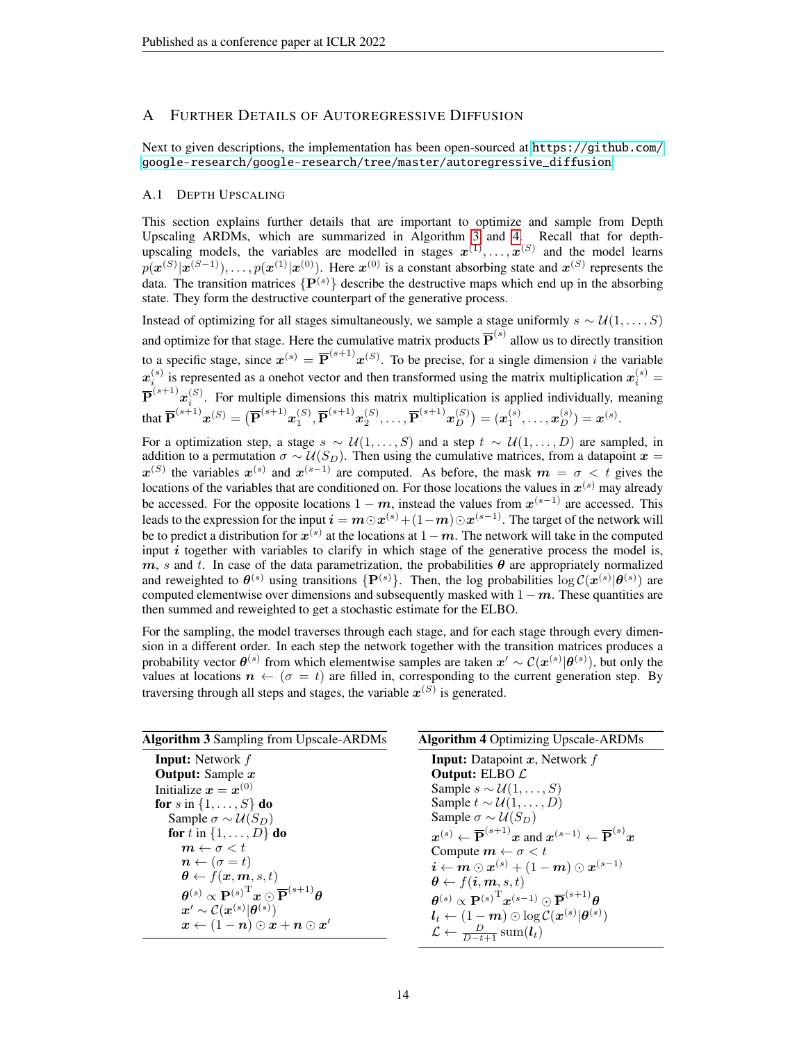## A Further Details of Autoregressive Diffusion

Next to given descriptions, the implementation has been open-sourced at https://github.com/google-research/google-research/tree/master/autoregressive_diffusion.

### A.1 Depth Upscaling

This section explains further details that are important to optimize and sample from Depth Upscaling ARDMs, which are summarized in Algorithm 3 and 4. Recall that for depth-upscaling models, the variables are modelled in stages $\boldsymbol{x}^{(1)}, \dots, \boldsymbol{x}^{(S)}$ and the model learns $p(\boldsymbol{x}^{(S)}|\boldsymbol{x}^{(S-1)}), \dots, p(\boldsymbol{x}^{(1)}|\boldsymbol{x}^{(0)})$. Here $\boldsymbol{x}^{(0)}$ is a constant absorbing state and $\boldsymbol{x}^{(S)}$ represents the data. The transition matrices $\{\mathbf{P}^{(s)}\}$ describe the destructive maps which end up in the absorbing state. They form the destructive counterpart of the generative process.

Instead of optimizing for all stages simultaneously, we sample a stage uniformly $s \sim \mathcal{U}(1, \dots, S)$ and optimize for that stage. Here the cumulative matrix products $\overline{\mathbf{P}}^{(s)}$ allow us to directly transition to a specific stage, since $\boldsymbol{x}^{(s)} = \overline{\mathbf{P}}^{(s+1)} \boldsymbol{x}^{(S)}$. To be precise, for a single dimension $i$ the variable $\boldsymbol{x}_i^{(s)}$ is represented as a onehot vector and then transformed using the matrix multiplication $\boldsymbol{x}_i^{(s)} = \overline{\mathbf{P}}^{(s+1)} \boldsymbol{x}_i^{(S)}$. For multiple dimensions this matrix multiplication is applied individually, meaning that $\overline{\mathbf{P}}^{(s+1)} \boldsymbol{x}^{(S)} = \big(\overline{\mathbf{P}}^{(s+1)} \boldsymbol{x}_1^{(S)}, \overline{\mathbf{P}}^{(s+1)} \boldsymbol{x}_2^{(S)}, \dots, \overline{\mathbf{P}}^{(s+1)} \boldsymbol{x}_D^{(S)}\big) = (\boldsymbol{x}_1^{(s)}, \dots, \boldsymbol{x}_D^{(s)}) = \boldsymbol{x}^{(s)}$.

For a optimization step, a stage $s \sim \mathcal{U}(1, \dots, S)$ and a step $t \sim \mathcal{U}(1, \dots, D)$ are sampled, in addition to a permutation $\sigma \sim \mathcal{U}(S_D)$. Then using the cumulative matrices, from a datapoint $\boldsymbol{x} = \boldsymbol{x}^{(S)}$ the variables $\boldsymbol{x}^{(s)}$ and $\boldsymbol{x}^{(s-1)}$ are computed. As before, the mask $\boldsymbol{m} = \sigma < t$ gives the locations of the variables that are conditioned on. For those locations the values in $\boldsymbol{x}^{(s)}$ may already be accessed. For the opposite locations $1 - \boldsymbol{m}$, instead the values from $\boldsymbol{x}^{(s-1)}$ are accessed. This leads to the expression for the input $\boldsymbol{i} = \boldsymbol{m} \odot \boldsymbol{x}^{(s)} + (1 - \boldsymbol{m}) \odot \boldsymbol{x}^{(s-1)}$. The target of the network will be to predict a distribution for $\boldsymbol{x}^{(s)}$ at the locations at $1 - \boldsymbol{m}$. The network will take in the computed input $\boldsymbol{i}$ together with variables to clarify in which stage of the generative process the model is, $\boldsymbol{m}$, $s$ and $t$. In case of the data parametrization, the probabilities $\boldsymbol{\theta}$ are appropriately normalized and reweighted to $\boldsymbol{\theta}^{(s)}$ using transitions $\{\mathbf{P}^{(s)}\}$. Then, the log probabilities $\log \mathcal{C}(\boldsymbol{x}^{(s)}|\boldsymbol{\theta}^{(s)})$ are computed elementwise over dimensions and subsequently masked with $1 - \boldsymbol{m}$. These quantities are then summed and reweighted to get a stochastic estimate for the ELBO.

For the sampling, the model traverses through each stage, and for each stage through every dimension in a different order. In each step the network together with the transition matrices produces a probability vector $\boldsymbol{\theta}^{(s)}$ from which elementwise samples are taken $\boldsymbol{x}' \sim \mathcal{C}(\boldsymbol{x}^{(s)}|\boldsymbol{\theta}^{(s)})$, but only the values at locations $\boldsymbol{n} \leftarrow (\sigma = t)$ are filled in, corresponding to the current generation step. By traversing through all steps and stages, the variable $\boldsymbol{x}^{(S)}$ is generated.

**Algorithm 3** Sampling from Upscale-ARDMs

```
Input: Network f
Output: Sample x
Initialize x = x^(0)
for s in {1, ..., S} do
    Sample σ ~ U(S_D)
    for t in {1, ..., D} do
        m ← σ < t
        n ← (σ = t)
        θ ← f(x, m, s, t)
        θ^(s) ∝ P^(s)ᵀ x ⊙ P̄^(s+1) θ
        x' ~ C(x^(s) | θ^(s))
        x ← (1 − n) ⊙ x + n ⊙ x'
```

**Algorithm 4** Optimizing Upscale-ARDMs

```
Input: Datapoint x, Network f
Output: ELBO L
Sample s ~ U(1, ..., S)
Sample t ~ U(1, ..., D)
Sample σ ~ U(S_D)
x^(s) ← P̄^(s+1) x and x^(s−1) ← P̄^(s) x
Compute m ← σ < t
i ← m ⊙ x^(s) + (1 − m) ⊙ x^(s−1)
θ ← f(i, m, s, t)
θ^(s) ∝ P^(s)ᵀ x^(s−1) ⊙ P̄^(s+1) θ
l_t ← (1 − m) ⊙ log C(x^(s) | θ^(s))
L ← D/(D − t + 1) sum(l_t)
```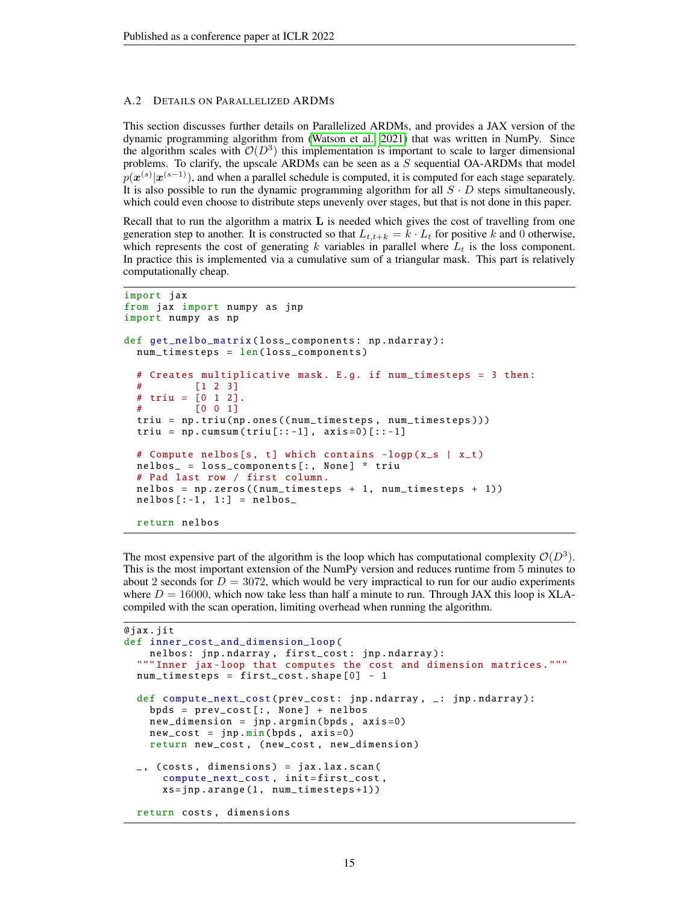### A.2 DETAILS ON PARALLELIZED ARDMS

This section discusses further details on Parallelized ARDMs, and provides a JAX version of the dynamic programming algorithm from (Watson et al., 2021) that was written in NumPy. Since the algorithm scales with $\mathcal{O}(D^3)$ this implementation is important to scale to larger dimensional problems. To clarify, the upscale ARDMs can be seen as a $S$ sequential OA-ARDMs that model $p(\boldsymbol{x}^{(s)}|\boldsymbol{x}^{(s-1)})$, and when a parallel schedule is computed, it is computed for each stage separately. It is also possible to run the dynamic programming algorithm for all $S \cdot D$ steps simultaneously, which could even choose to distribute steps unevenly over stages, but that is not done in this paper.

Recall that to run the algorithm a matrix $\mathbf{L}$ is needed which gives the cost of travelling from one generation step to another. It is constructed so that $L_{t,t+k} = k \cdot L_t$ for positive $k$ and 0 otherwise, which represents the cost of generating $k$ variables in parallel where $L_t$ is the loss component. In practice this is implemented via a cumulative sum of a triangular mask. This part is relatively computationally cheap.

```
import jax
from jax import numpy as jnp
import numpy as np

def get_nelbo_matrix(loss_components: np.ndarray):
  num_timesteps = len(loss_components)

  # Creates multiplicative mask. E.g. if num_timesteps = 3 then:
  #         [1 2 3]
  # triu = [0 1 2].
  #         [0 0 1]
  triu = np.triu(np.ones((num_timesteps, num_timesteps)))
  triu = np.cumsum(triu[::-1], axis=0)[::-1]

  # Compute nelbos[s, t] which contains -logp(x_s | x_t)
  nelbos_ = loss_components[:, None] * triu
  # Pad last row / first column.
  nelbos = np.zeros((num_timesteps + 1, num_timesteps + 1))
  nelbos[:-1, 1:] = nelbos_

  return nelbos
```

The most expensive part of the algorithm is the loop which has computational complexity $\mathcal{O}(D^3)$. This is the most important extension of the NumPy version and reduces runtime from 5 minutes to about 2 seconds for $D = 3072$, which would be very impractical to run for our audio experiments where $D = 16000$, which now take less than half a minute to run. Through JAX this loop is XLA-compiled with the scan operation, limiting overhead when running the algorithm.

```
@jax.jit
def inner_cost_and_dimension_loop(
    nelbos: jnp.ndarray, first_cost: jnp.ndarray):
  """Inner jax-loop that computes the cost and dimension matrices."""
  num_timesteps = first_cost.shape[0] - 1

  def compute_next_cost(prev_cost: jnp.ndarray, _: jnp.ndarray):
    bpds = prev_cost[:, None] + nelbos
    new_dimension = jnp.argmin(bpds, axis=0)
    new_cost = jnp.min(bpds, axis=0)
    return new_cost, (new_cost, new_dimension)

  _, (costs, dimensions) = jax.lax.scan(
      compute_next_cost, init=first_cost,
      xs=jnp.arange(1, num_timesteps+1))

  return costs, dimensions
```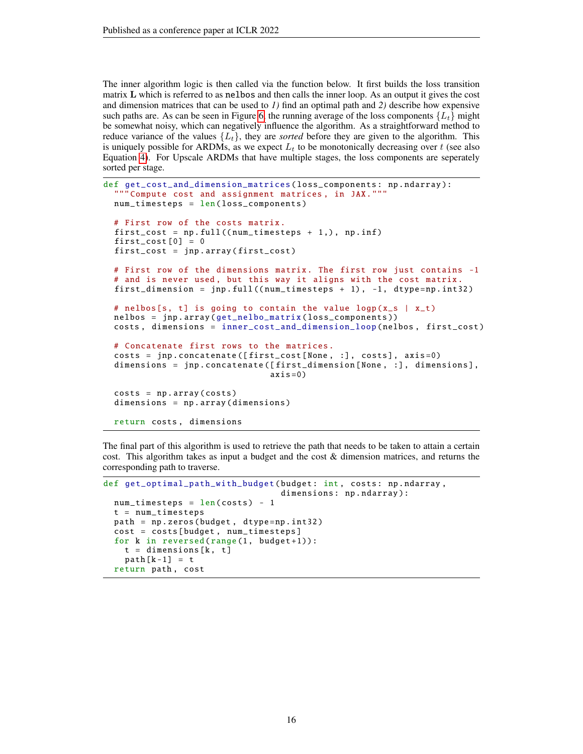The inner algorithm logic is then called via the function below. It first builds the loss transition matrix $\mathbf{L}$ which is referred to as `nelbos` and then calls the inner loop. As an output it gives the cost and dimension matrices that can be used to *1)* find an optimal path and *2)* describe how expensive such paths are. As can be seen in Figure 6, the running average of the loss components $\{L_t\}$ might be somewhat noisy, which can negatively influence the algorithm. As a straightforward method to reduce variance of the values $\{L_t\}$, they are *sorted* before they are given to the algorithm. This is uniquely possible for ARDMs, as we expect $L_t$ to be monotonically decreasing over $t$ (see also Equation 4). For Upscale ARDMs that have multiple stages, the loss components are seperately sorted per stage.

```
def get_cost_and_dimension_matrices(loss_components: np.ndarray):
  """Compute cost and assignment matrices, in JAX."""
  num_timesteps = len(loss_components)

  # First row of the costs matrix.
  first_cost = np.full((num_timesteps + 1,), np.inf)
  first_cost[0] = 0
  first_cost = jnp.array(first_cost)

  # First row of the dimensions matrix. The first row just contains -1
  # and is never used, but this way it aligns with the cost matrix.
  first_dimension = jnp.full((num_timesteps + 1), -1, dtype=np.int32)

  # nelbos[s, t] is going to contain the value logp(x_s | x_t)
  nelbos = jnp.array(get_nelbo_matrix(loss_components))
  costs, dimensions = inner_cost_and_dimension_loop(nelbos, first_cost)

  # Concatenate first rows to the matrices.
  costs = jnp.concatenate([first_cost[None, :], costs], axis=0)
  dimensions = jnp.concatenate([first_dimension[None, :], dimensions],
                               axis=0)

  costs = np.array(costs)
  dimensions = np.array(dimensions)

  return costs, dimensions
```

The final part of this algorithm is used to retrieve the path that needs to be taken to attain a certain cost. This algorithm takes as input a budget and the cost & dimension matrices, and returns the corresponding path to traverse.

```
def get_optimal_path_with_budget(budget: int, costs: np.ndarray,
                                 dimensions: np.ndarray):
  num_timesteps = len(costs) - 1
  t = num_timesteps
  path = np.zeros(budget, dtype=np.int32)
  cost = costs[budget, num_timesteps]
  for k in reversed(range(1, budget+1)):
    t = dimensions[k, t]
    path[k-1] = t
  return path, cost
```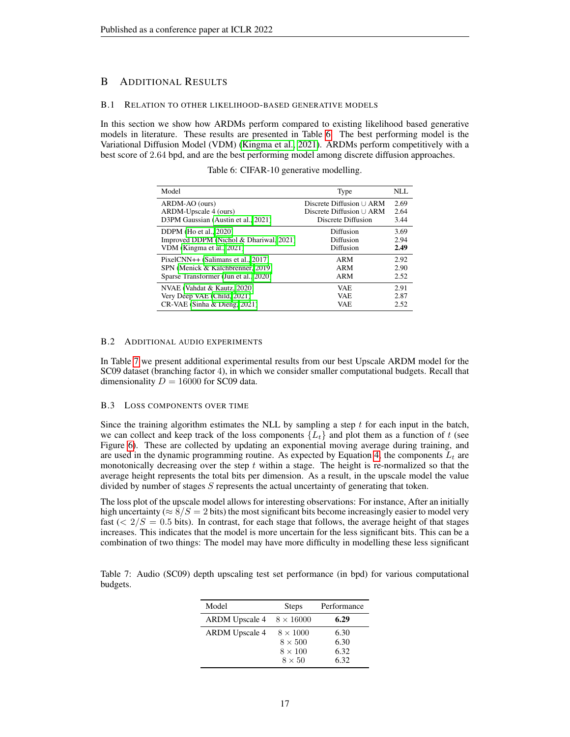# B Additional Results

## B.1 Relation to other likelihood-based generative models

In this section we show how ARDMs perform compared to existing likelihood based generative models in literature. These results are presented in Table 6. The best performing model is the Variational Diffusion Model (VDM) (Kingma et al., 2021). ARDMs perform competitively with a best score of 2.64 bpd, and are the best performing model among discrete diffusion approaches.

Table 6: CIFAR-10 generative modelling.

| Model | Type | NLL |
|---|---|---|
| ARDM-AO (ours) | Discrete Diffusion ∪ ARM | 2.69 |
| ARDM-Upscale 4 (ours) | Discrete Diffusion ∪ ARM | 2.64 |
| D3PM Gaussian (Austin et al., 2021) | Discrete Diffusion | 3.44 |
| DDPM (Ho et al., 2020) | Diffusion | 3.69 |
| Improved DDPM (Nichol & Dhariwal, 2021) | Diffusion | 2.94 |
| VDM (Kingma et al., 2021) | Diffusion | **2.49** |
| PixelCNN++ (Salimans et al., 2017) | ARM | 2.92 |
| SPN (Menick & Kalchbrenner, 2019) | ARM | 2.90 |
| Sparse Transformer (Jun et al., 2020) | ARM | 2.52 |
| NVAE (Vahdat & Kautz, 2020) | VAE | 2.91 |
| Very Deep VAE (Child, 2021) | VAE | 2.87 |
| CR-VAE (Sinha & Dieng, 2021) | VAE | 2.52 |

## B.2 Additional audio experiments

In Table 7 we present additional experimental results from our best Upscale ARDM model for the SC09 dataset (branching factor 4), in which we consider smaller computational budgets. Recall that dimensionality $D = 16000$ for SC09 data.

## B.3 Loss components over time

Since the training algorithm estimates the NLL by sampling a step $t$ for each input in the batch, we can collect and keep track of the loss components $\{L_t\}$ and plot them as a function of $t$ (see Figure 6). These are collected by updating an exponential moving average during training, and are used in the dynamic programming routine. As expected by Equation 4, the components $L_t$ are monotonically decreasing over the step $t$ within a stage. The height is re-normalized so that the average height represents the total bits per dimension. As a result, in the upscale model the value divided by number of stages $S$ represents the actual uncertainty of generating that token.

The loss plot of the upscale model allows for interesting observations: For instance, After an initially high uncertainty ($\approx 8/S = 2$ bits) the most significant bits become increasingly easier to model very fast ($< 2/S = 0.5$ bits). In contrast, for each stage that follows, the average height of that stages increases. This indicates that the model is more uncertain for the less significant bits. This can be a combination of two things: The model may have more difficulty in modelling these less significant

Table 7: Audio (SC09) depth upscaling test set performance (in bpd) for various computational budgets.

| Model | Steps | Performance |
|---|---|---|
| ARDM Upscale 4 | $8 \times 16000$ | **6.29** |
| ARDM Upscale 4 | $8 \times 1000$ | 6.30 |
| | $8 \times 500$ | 6.30 |
| | $8 \times 100$ | 6.32 |
| | $8 \times 50$ | 6.32 |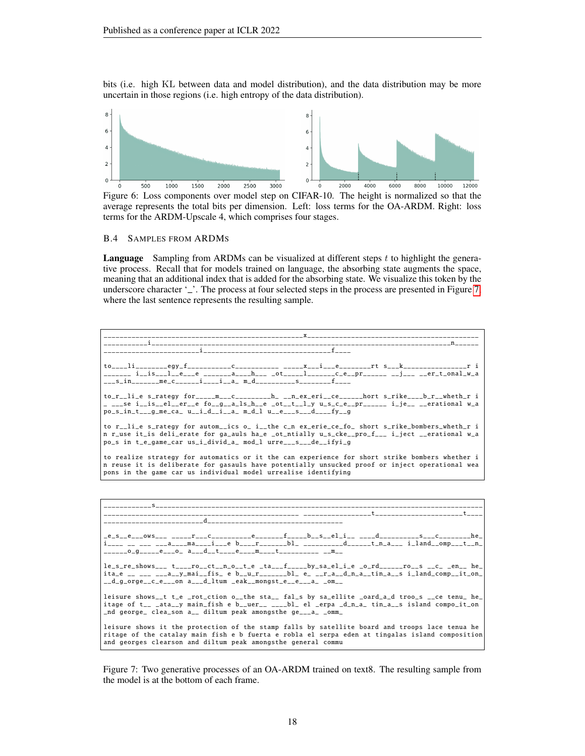bits (i.e. high KL between data and model distribution), and the data distribution may be more uncertain in those regions (i.e. high entropy of the data distribution).

Figure 6: Loss components over model step on CIFAR-10. The height is normalized so that the average represents the total bits per dimension. Left: loss terms for the OA-ARDM. Right: loss terms for the ARDM-Upscale 4, which comprises four stages.

### B.4 Samples from ARDMs

**Language** Sampling from ARDMs can be visualized at different steps $t$ to highlight the generative process. Recall that for models trained on language, the absorbing state augments the space, meaning that an additional index that is added for the absorbing state. We visualize this token by the underscore character '_'. The process at four selected steps in the process are presented in Figure 7, where the last sentence represents the resulting sample.

```
____________________________________________________x__________________________________________
___________i____________________________________________________________________________n______
_________________________i__________________________________f____

to____li________egy_f___________c___________ _____x___i___e________rt s___k_______________r i
_______ i__is___l__e___e _______a____h___ _ot_____l_______c_e__pr______ __j___ __er_t_onal_w_a
___s_in_______me_c______i____i__a_ m_d__________s________f____

to_r__li_e s_rategy for_____m___c_________h_ __n_ex_eri__ce______hort s_rike____b_r__wheth_r i
_ ___se i__is__el__er__e fo__g__a_ls_h__e _ot__t__l_y u_s_c_e__pr______ i_je__ __erational w_a
po_s_in_t___g_me_ca_ u__i_d__i__a_ m_d_l u__e___s___d____fy__g

to r__li_e s_rategy for autom__ics o_ i__the c_n ex_erie_ce_fo_ short s_rike_bombers_wheth_r i
n r_use it_is deli_erate for ga_auls ha_e _ot_ntially u_s_cke__pro_f___ i_ject __erational w_a
po_s in t_e_game_car us_i_divid_a_ mod_l urre___s___de__ifyi_g

to realize strategy for automatics or it the can experience for short strike bombers whether i
n reuse it is deliberate for gasauls have potentially unsucked proof or inject operational wea
pons in the game car us individual model urrealise identifying
```

```
____________s__________________________________________________________________________________
_________________________________________________ _________________t______________________t____
__________________________d___________________________________

_e_s__e___ows___ _____r___c__________e_______f_____b__s__el_i__ ____d__________s___c________he_
i____ __ ___ ___a____ma____i___e b____r_______bl_ __________d______t_n_a___ i_land__omp___t__n_
______o_g______e___o_ a___d__t____e____m____t__________ __m__

le_s_re_shows___ t____ro__ct__n_o__t_e _ta___f_____by_sa_el_i_e _o_rd______ro__s __c_ _en__ he_
ita_e __ ___ ___a__y_mai__fis_ e b__u_r_______bl_ e_ __r_a__d_n_a__tin_a__s i_land_comp__it_on_
__d_g_orge__c_e___on a___d_ltum _eak__mongst_e__e___a_ _om__

leisure shows__t t_e _rot_ction o__the sta__ fal_s by sa_ellite _oard_a_d troo_s __ce tenu_ he_
itage of t__ _ata__y main_fish e b__uer__ ____bl_ el _erpa _d_n_a_ tin_a__s island compo_it_on
_nd george_ clea_son a__ diltum peak amongsthe ge___a_ _omm_

leisure shows it the protection of the stamp falls by satellite board and troops lace tenua he
ritage of the catalay main fish e b fuerta e robla el serpa eden at tingalas island composition
and georges clearson and diltum peak amongsthe general commu
```

Figure 7: Two generative processes of an OA-ARDM trained on text8. The resulting sample from the model is at the bottom of each frame.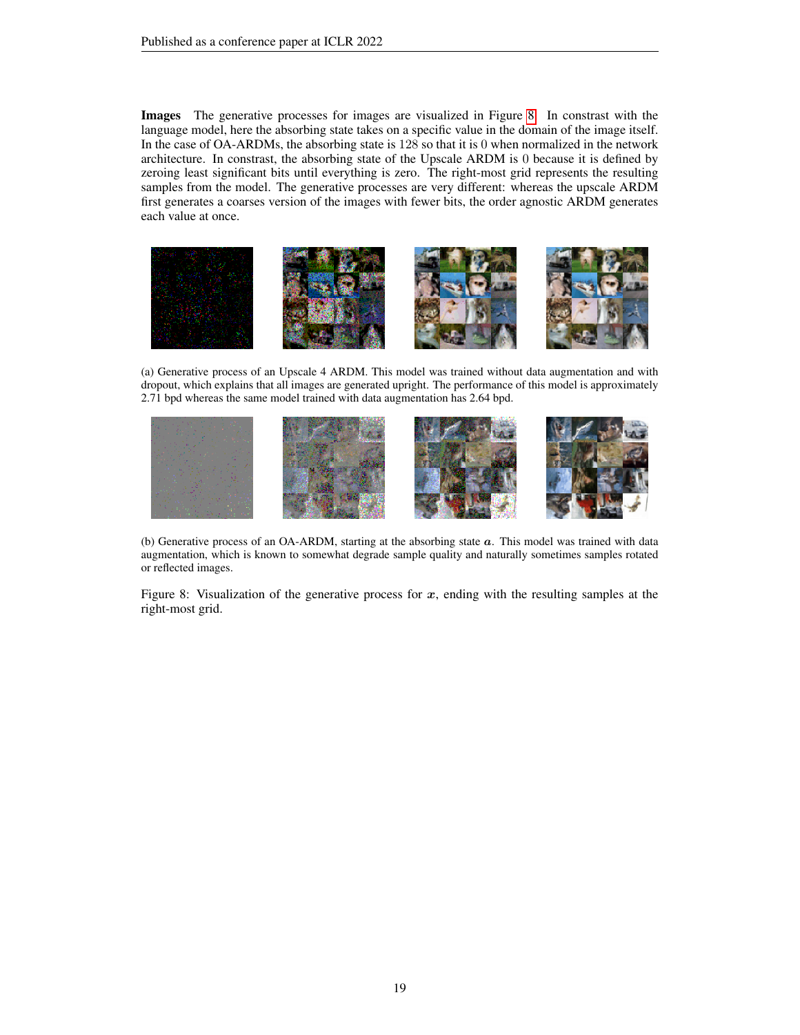**Images** The generative processes for images are visualized in Figure 8. In constrast with the language model, here the absorbing state takes on a specific value in the domain of the image itself. In the case of OA-ARDMs, the absorbing state is 128 so that it is 0 when normalized in the network architecture. In constrast, the absorbing state of the Upscale ARDM is 0 because it is defined by zeroing least significant bits until everything is zero. The right-most grid represents the resulting samples from the model. The generative processes are very different: whereas the upscale ARDM first generates a coarses version of the images with fewer bits, the order agnostic ARDM generates each value at once.

(a) Generative process of an Upscale 4 ARDM. This model was trained without data augmentation and with dropout, which explains that all images are generated upright. The performance of this model is approximately 2.71 bpd whereas the same model trained with data augmentation has 2.64 bpd.

(b) Generative process of an OA-ARDM, starting at the absorbing state $\boldsymbol{a}$. This model was trained with data augmentation, which is known to somewhat degrade sample quality and naturally sometimes samples rotated or reflected images.

Figure 8: Visualization of the generative process for $\boldsymbol{x}$, ending with the resulting samples at the right-most grid.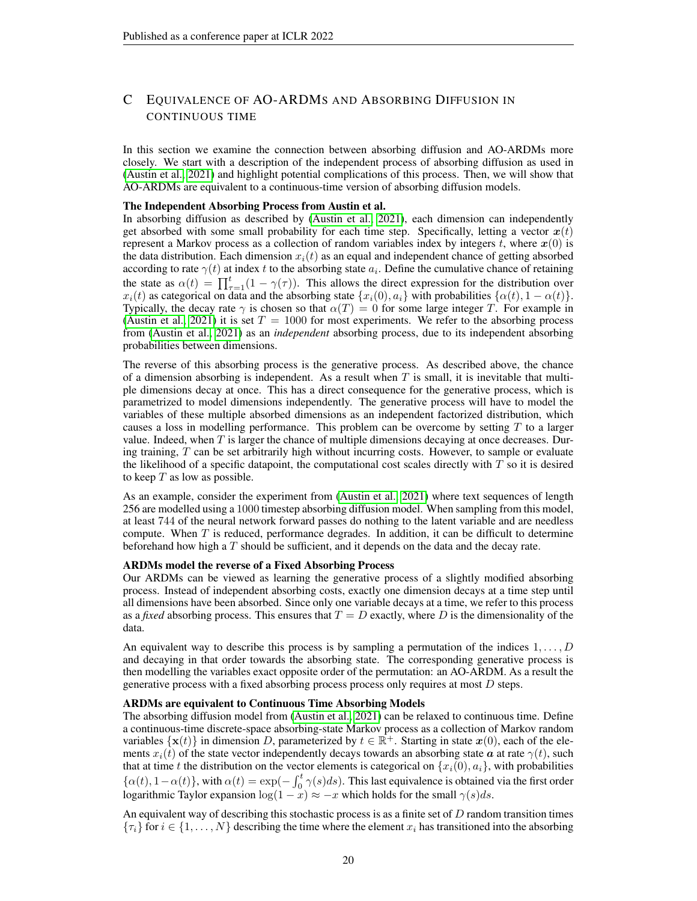## C EQUIVALENCE OF AO-ARDMS AND ABSORBING DIFFUSION IN CONTINUOUS TIME

In this section we examine the connection between absorbing diffusion and AO-ARDMs more closely. We start with a description of the independent process of absorbing diffusion as used in (Austin et al., 2021) and highlight potential complications of this process. Then, we will show that AO-ARDMs are equivalent to a continuous-time version of absorbing diffusion models.

**The Independent Absorbing Process from Austin et al.**
In absorbing diffusion as described by (Austin et al., 2021), each dimension can independently get absorbed with some small probability for each time step. Specifically, letting a vector $\boldsymbol{x}(t)$ represent a Markov process as a collection of random variables index by integers $t$, where $\boldsymbol{x}(0)$ is the data distribution. Each dimension $x_i(t)$ as an equal and independent chance of getting absorbed according to rate $\gamma(t)$ at index $t$ to the absorbing state $a_i$. Define the cumulative chance of retaining the state as $\alpha(t) = \prod_{\tau=1}^{t}(1 - \gamma(\tau))$. This allows the direct expression for the distribution over $x_i(t)$ as categorical on data and the absorbing state $\{x_i(0), a_i\}$ with probabilities $\{\alpha(t), 1 - \alpha(t)\}$. Typically, the decay rate $\gamma$ is chosen so that $\alpha(T) = 0$ for some large integer $T$. For example in (Austin et al., 2021) it is set $T = 1000$ for most experiments. We refer to the absorbing process from (Austin et al., 2021) as an *independent* absorbing process, due to its independent absorbing probabilities between dimensions.

The reverse of this absorbing process is the generative process. As described above, the chance of a dimension absorbing is independent. As a result when $T$ is small, it is inevitable that multiple dimensions decay at once. This has a direct consequence for the generative process, which is parametrized to model dimensions independently. The generative process will have to model the variables of these multiple absorbed dimensions as an independent factorized distribution, which causes a loss in modelling performance. This problem can be overcome by setting $T$ to a larger value. Indeed, when $T$ is larger the chance of multiple dimensions decaying at once decreases. During training, $T$ can be set arbitrarily high without incurring costs. However, to sample or evaluate the likelihood of a specific datapoint, the computational cost scales directly with $T$ so it is desired to keep $T$ as low as possible.

As an example, consider the experiment from (Austin et al., 2021) where text sequences of length 256 are modelled using a 1000 timestep absorbing diffusion model. When sampling from this model, at least 744 of the neural network forward passes do nothing to the latent variable and are needless compute. When $T$ is reduced, performance degrades. In addition, it can be difficult to determine beforehand how high a $T$ should be sufficient, and it depends on the data and the decay rate.

**ARDMs model the reverse of a Fixed Absorbing Process**
Our ARDMs can be viewed as learning the generative process of a slightly modified absorbing process. Instead of independent absorbing costs, exactly one dimension decays at a time step until all dimensions have been absorbed. Since only one variable decays at a time, we refer to this process as a *fixed* absorbing process. This ensures that $T = D$ exactly, where $D$ is the dimensionality of the data.

An equivalent way to describe this process is by sampling a permutation of the indices $1, \ldots, D$ and decaying in that order towards the absorbing state. The corresponding generative process is then modelling the variables exact opposite order of the permutation: an AO-ARDM. As a result the generative process with a fixed absorbing process process only requires at most $D$ steps.

**ARDMs are equivalent to Continuous Time Absorbing Models**
The absorbing diffusion model from (Austin et al., 2021) can be relaxed to continuous time. Define a continuous-time discrete-space absorbing-state Markov process as a collection of Markov random variables $\{\mathbf{x}(t)\}$ in dimension $D$, parameterized by $t \in \mathbb{R}^{+}$. Starting in state $\boldsymbol{x}(0)$, each of the elements $x_i(t)$ of the state vector independently decays towards an absorbing state $\boldsymbol{a}$ at rate $\gamma(t)$, such that at time $t$ the distribution on the vector elements is categorical on $\{x_i(0), a_i\}$, with probabilities $\{\alpha(t), 1-\alpha(t)\}$, with $\alpha(t) = \exp(-\int_0^t \gamma(s)ds)$. This last equivalence is obtained via the first order logarithmic Taylor expansion $\log(1 - x) \approx -x$ which holds for the small $\gamma(s)ds$.

An equivalent way of describing this stochastic process is as a finite set of $D$ random transition times $\{\tau_i\}$ for $i \in \{1, \ldots, N\}$ describing the time where the element $x_i$ has transitioned into the absorbing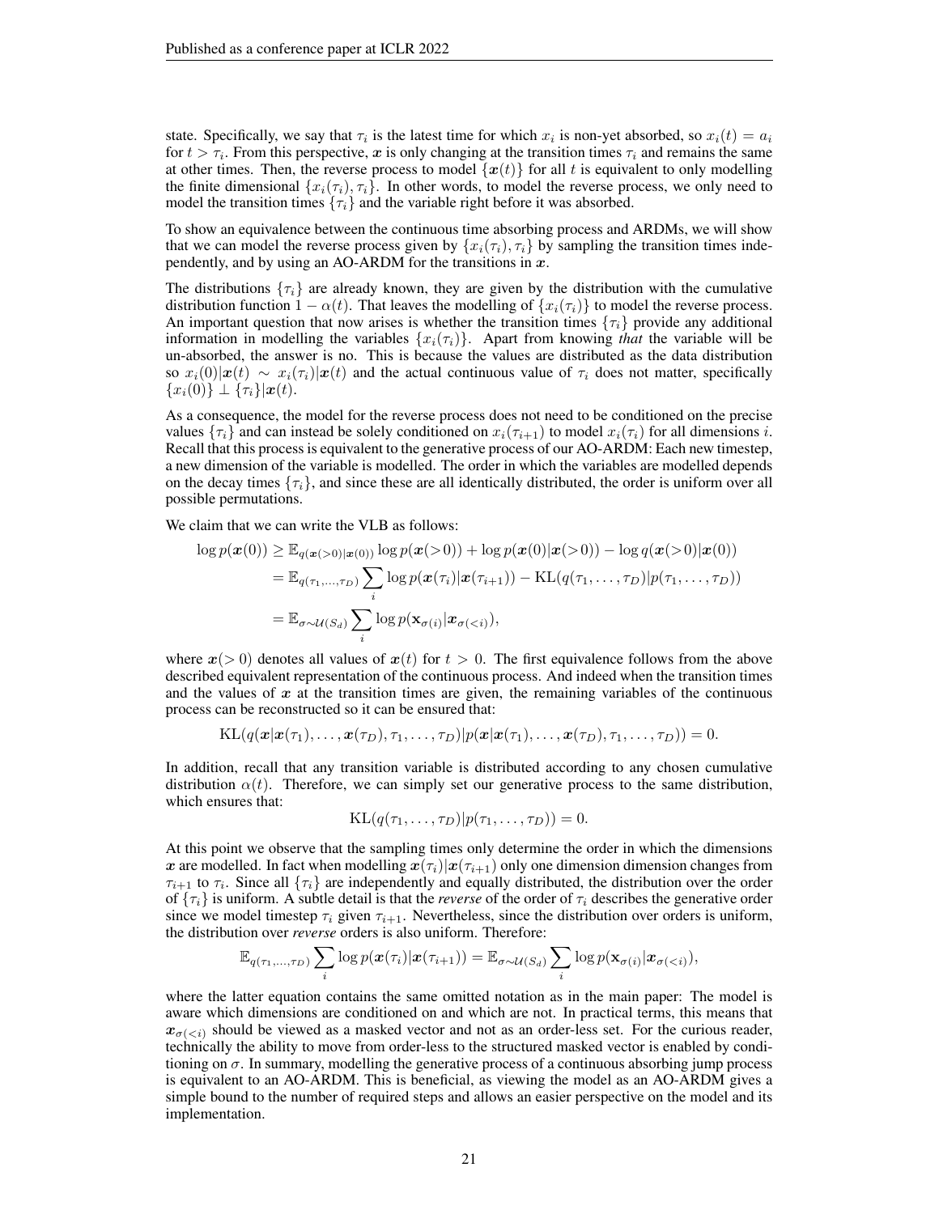state. Specifically, we say that $\tau_i$ is the latest time for which $x_i$ is non-yet absorbed, so $x_i(t) = a_i$ for $t > \tau_i$. From this perspective, $\boldsymbol{x}$ is only changing at the transition times $\tau_i$ and remains the same at other times. Then, the reverse process to model $\{\boldsymbol{x}(t)\}$ for all $t$ is equivalent to only modelling the finite dimensional $\{x_i(\tau_i), \tau_i\}$. In other words, to model the reverse process, we only need to model the transition times $\{\tau_i\}$ and the variable right before it was absorbed.

To show an equivalence between the continuous time absorbing process and ARDMs, we will show that we can model the reverse process given by $\{x_i(\tau_i), \tau_i\}$ by sampling the transition times independently, and by using an AO-ARDM for the transitions in $\boldsymbol{x}$.

The distributions $\{\tau_i\}$ are already known, they are given by the distribution with the cumulative distribution function $1 - \alpha(t)$. That leaves the modelling of $\{x_i(\tau_i)\}$ to model the reverse process. An important question that now arises is whether the transition times $\{\tau_i\}$ provide any additional information in modelling the variables $\{x_i(\tau_i)\}$. Apart from knowing *that* the variable will be un-absorbed, the answer is no. This is because the values are distributed as the data distribution so $x_i(0)|\boldsymbol{x}(t) \sim x_i(\tau_i)|\boldsymbol{x}(t)$ and the actual continuous value of $\tau_i$ does not matter, specifically $\{x_i(0)\} \perp \{\tau_i\}|\boldsymbol{x}(t)$.

As a consequence, the model for the reverse process does not need to be conditioned on the precise values $\{\tau_i\}$ and can instead be solely conditioned on $x_i(\tau_{i+1})$ to model $x_i(\tau_i)$ for all dimensions $i$. Recall that this process is equivalent to the generative process of our AO-ARDM: Each new timestep, a new dimension of the variable is modelled. The order in which the variables are modelled depends on the decay times $\{\tau_i\}$, and since these are all identically distributed, the order is uniform over all possible permutations.

We claim that we can write the VLB as follows:

$$
\begin{aligned}
\log p(\boldsymbol{x}(0)) &\geq \mathbb{E}_{q(\boldsymbol{x}(>0)|\boldsymbol{x}(0))} \log p(\boldsymbol{x}(>0)) + \log p(\boldsymbol{x}(0)|\boldsymbol{x}(>0)) - \log q(\boldsymbol{x}(>0)|\boldsymbol{x}(0)) \\
&= \mathbb{E}_{q(\tau_1, \dots, \tau_D)} \sum_i \log p(\boldsymbol{x}(\tau_i)|\boldsymbol{x}(\tau_{i+1})) - \mathrm{KL}(q(\tau_1, \dots, \tau_D)|p(\tau_1, \dots, \tau_D)) \\
&= \mathbb{E}_{\sigma \sim \mathcal{U}(S_d)} \sum_i \log p(\mathbf{x}_{\sigma(i)}|\boldsymbol{x}_{\sigma(<i)}),
\end{aligned}
$$

where $\boldsymbol{x}(>0)$ denotes all values of $\boldsymbol{x}(t)$ for $t > 0$. The first equivalence follows from the above described equivalent representation of the continuous process. And indeed when the transition times and the values of $\boldsymbol{x}$ at the transition times are given, the remaining variables of the continuous process can be reconstructed so it can be ensured that:

$$
\mathrm{KL}(q(\boldsymbol{x}|\boldsymbol{x}(\tau_1), \dots, \boldsymbol{x}(\tau_D), \tau_1, \dots, \tau_D)|p(\boldsymbol{x}|\boldsymbol{x}(\tau_1), \dots, \boldsymbol{x}(\tau_D), \tau_1, \dots, \tau_D)) = 0.
$$

In addition, recall that any transition variable is distributed according to any chosen cumulative distribution $\alpha(t)$. Therefore, we can simply set our generative process to the same distribution, which ensures that:

$$
\mathrm{KL}(q(\tau_1, \dots, \tau_D)|p(\tau_1, \dots, \tau_D)) = 0.
$$

At this point we observe that the sampling times only determine the order in which the dimensions $\boldsymbol{x}$ are modelled. In fact when modelling $\boldsymbol{x}(\tau_i)|\boldsymbol{x}(\tau_{i+1})$ only one dimension dimension changes from $\tau_{i+1}$ to $\tau_i$. Since all $\{\tau_i\}$ are independently and equally distributed, the distribution over the order of $\{\tau_i\}$ is uniform. A subtle detail is that the *reverse* of the order of $\tau_i$ describes the generative order since we model timestep $\tau_i$ given $\tau_{i+1}$. Nevertheless, since the distribution over orders is uniform, the distribution over *reverse* orders is also uniform. Therefore:

$$
\mathbb{E}_{q(\tau_1, \dots, \tau_D)} \sum_i \log p(\boldsymbol{x}(\tau_i)|\boldsymbol{x}(\tau_{i+1})) = \mathbb{E}_{\sigma \sim \mathcal{U}(S_d)} \sum_i \log p(\mathbf{x}_{\sigma(i)}|\boldsymbol{x}_{\sigma(<i)}),
$$

where the latter equation contains the same omitted notation as in the main paper: The model is aware which dimensions are conditioned on and which are not. In practical terms, this means that $\boldsymbol{x}_{\sigma(<i)}$ should be viewed as a masked vector and not as an order-less set. For the curious reader, technically the ability to move from order-less to the structured masked vector is enabled by conditioning on $\sigma$. In summary, modelling the generative process of a continuous absorbing jump process is equivalent to an AO-ARDM. This is beneficial, as viewing the model as an AO-ARDM gives a simple bound to the number of required steps and allows an easier perspective on the model and its implementation.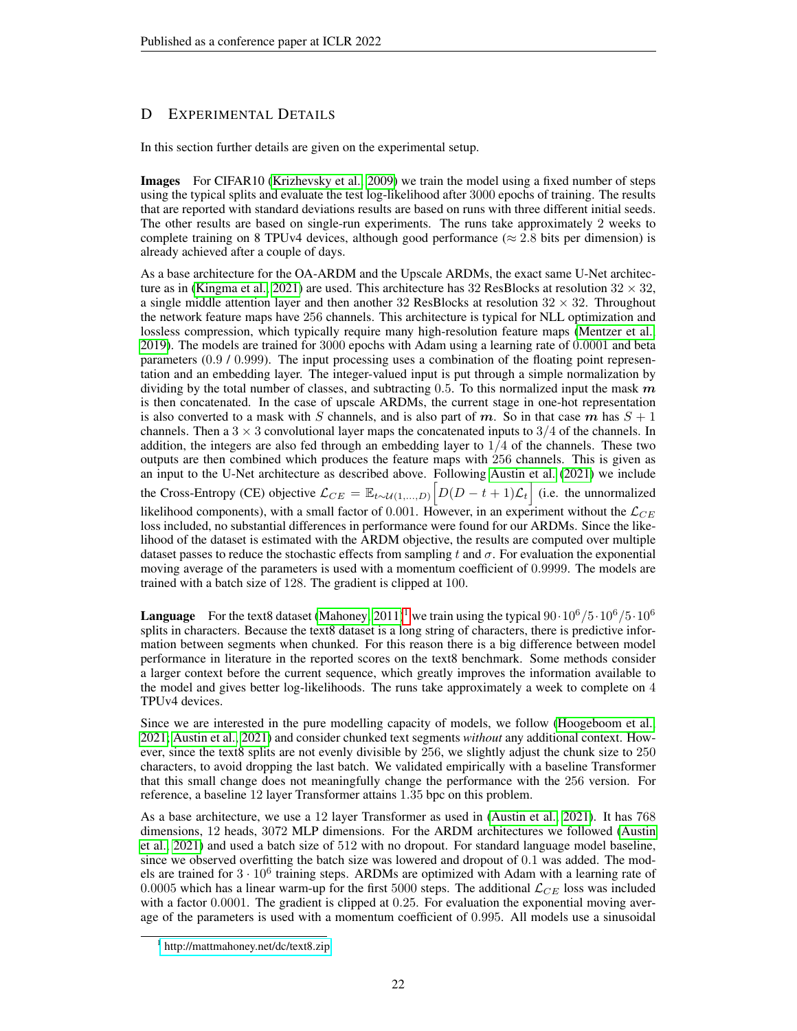# D Experimental Details

In this section further details are given on the experimental setup.

**Images** For CIFAR10 (Krizhevsky et al., 2009) we train the model using a fixed number of steps using the typical splits and evaluate the test log-likelihood after 3000 epochs of training. The results that are reported with standard deviations results are based on runs with three different initial seeds. The other results are based on single-run experiments. The runs take approximately 2 weeks to complete training on 8 TPUv4 devices, although good performance ($\approx 2.8$ bits per dimension) is already achieved after a couple of days.

As a base architecture for the OA-ARDM and the Upscale ARDMs, the exact same U-Net architecture as in (Kingma et al., 2021) are used. This architecture has 32 ResBlocks at resolution $32 \times 32$, a single middle attention layer and then another 32 ResBlocks at resolution $32 \times 32$. Throughout the network feature maps have 256 channels. This architecture is typical for NLL optimization and lossless compression, which typically require many high-resolution feature maps (Mentzer et al., 2019). The models are trained for 3000 epochs with Adam using a learning rate of 0.0001 and beta parameters (0.9 / 0.999). The input processing uses a combination of the floating point representation and an embedding layer. The integer-valued input is put through a simple normalization by dividing by the total number of classes, and subtracting 0.5. To this normalized input the mask $\boldsymbol{m}$ is then concatenated. In the case of upscale ARDMs, the current stage in one-hot representation is also converted to a mask with $S$ channels, and is also part of $\boldsymbol{m}$. So in that case $\boldsymbol{m}$ has $S+1$ channels. Then a $3 \times 3$ convolutional layer maps the concatenated inputs to $3/4$ of the channels. In addition, the integers are also fed through an embedding layer to $1/4$ of the channels. These two outputs are then combined which produces the feature maps with 256 channels. This is given as an input to the U-Net architecture as described above. Following Austin et al. (2021) we include the Cross-Entropy (CE) objective $\mathcal{L}_{CE} = \mathbb{E}_{t \sim \mathcal{U}(1,\ldots,D)} \Big[ D(D-t+1)\mathcal{L}_t \Big]$ (i.e. the unnormalized likelihood components), with a small factor of 0.001. However, in an experiment without the $\mathcal{L}_{CE}$ loss included, no substantial differences in performance were found for our ARDMs. Since the likelihood of the dataset is estimated with the ARDM objective, the results are computed over multiple dataset passes to reduce the stochastic effects from sampling $t$ and $\sigma$. For evaluation the exponential moving average of the parameters is used with a momentum coefficient of 0.9999. The models are trained with a batch size of 128. The gradient is clipped at 100.

**Language** For the text8 dataset (Mahoney, 2011)[1] we train using the typical $90 \cdot 10^6 / 5 \cdot 10^6 / 5 \cdot 10^6$ splits in characters. Because the text8 dataset is a long string of characters, there is predictive information between segments when chunked. For this reason there is a big difference between model performance in literature in the reported scores on the text8 benchmark. Some methods consider a larger context before the current sequence, which greatly improves the information available to the model and gives better log-likelihoods. The runs take approximately a week to complete on 4 TPUv4 devices.

Since we are interested in the pure modelling capacity of models, we follow (Hoogeboom et al., 2021; Austin et al., 2021) and consider chunked text segments *without* any additional context. However, since the text8 splits are not evenly divisible by 256, we slightly adjust the chunk size to 250 characters, to avoid dropping the last batch. We validated empirically with a baseline Transformer that this small change does not meaningfully change the performance with the 256 version. For reference, a baseline 12 layer Transformer attains 1.35 bpc on this problem.

As a base architecture, we use a 12 layer Transformer as used in (Austin et al., 2021). It has 768 dimensions, 12 heads, 3072 MLP dimensions. For the ARDM architectures we followed (Austin et al., 2021) and used a batch size of 512 with no dropout. For standard language model baseline, since we observed overfitting the batch size was lowered and dropout of 0.1 was added. The models are trained for $3 \cdot 10^6$ training steps. ARDMs are optimized with Adam with a learning rate of 0.0005 which has a linear warm-up for the first 5000 steps. The additional $\mathcal{L}_{CE}$ loss was included with a factor 0.0001. The gradient is clipped at 0.25. For evaluation the exponential moving average of the parameters is used with a momentum coefficient of 0.995. All models use a sinusoidal

[1] http://mattmahoney.net/dc/text8.zip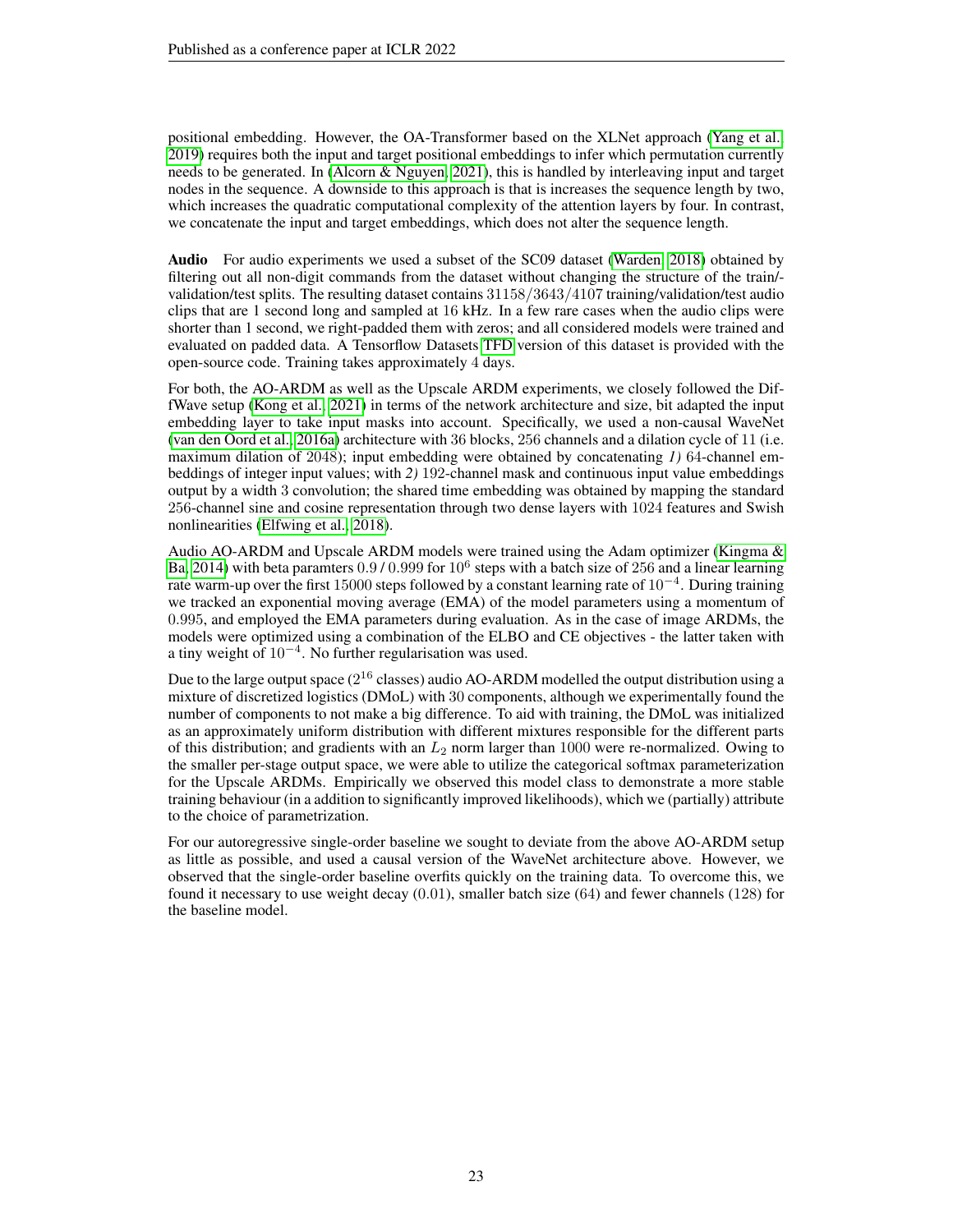positional embedding. However, the OA-Transformer based on the XLNet approach (Yang et al., 2019) requires both the input and target positional embeddings to infer which permutation currently needs to be generated. In (Alcorn & Nguyen, 2021), this is handled by interleaving input and target nodes in the sequence. A downside to this approach is that is increases the sequence length by two, which increases the quadratic computational complexity of the attention layers by four. In contrast, we concatenate the input and target embeddings, which does not alter the sequence length.

**Audio** For audio experiments we used a subset of the SC09 dataset (Warden, 2018) obtained by filtering out all non-digit commands from the dataset without changing the structure of the train/-validation/test splits. The resulting dataset contains $31158/3643/4107$ training/validation/test audio clips that are 1 second long and sampled at 16 kHz. In a few rare cases when the audio clips were shorter than 1 second, we right-padded them with zeros; and all considered models were trained and evaluated on padded data. A Tensorflow Datasets TFD version of this dataset is provided with the open-source code. Training takes approximately 4 days.

For both, the AO-ARDM as well as the Upscale ARDM experiments, we closely followed the DiffWave setup (Kong et al., 2021) in terms of the network architecture and size, bit adapted the input embedding layer to take input masks into account. Specifically, we used a non-causal WaveNet (van den Oord et al., 2016a) architecture with 36 blocks, 256 channels and a dilation cycle of 11 (i.e. maximum dilation of 2048); input embedding were obtained by concatenating *1)* 64-channel embeddings of integer input values; with *2)* 192-channel mask and continuous input value embeddings output by a width 3 convolution; the shared time embedding was obtained by mapping the standard 256-channel sine and cosine representation through two dense layers with 1024 features and Swish nonlinearities (Elfwing et al., 2018).

Audio AO-ARDM and Upscale ARDM models were trained using the Adam optimizer (Kingma & Ba, 2014) with beta paramters $0.9$ / $0.999$ for $10^6$ steps with a batch size of 256 and a linear learning rate warm-up over the first 15000 steps followed by a constant learning rate of $10^{-4}$. During training we tracked an exponential moving average (EMA) of the model parameters using a momentum of 0.995, and employed the EMA parameters during evaluation. As in the case of image ARDMs, the models were optimized using a combination of the ELBO and CE objectives - the latter taken with a tiny weight of $10^{-4}$. No further regularisation was used.

Due to the large output space ($2^{16}$ classes) audio AO-ARDM modelled the output distribution using a mixture of discretized logistics (DMoL) with 30 components, although we experimentally found the number of components to not make a big difference. To aid with training, the DMoL was initialized as an approximately uniform distribution with different mixtures responsible for the different parts of this distribution; and gradients with an $L_2$ norm larger than 1000 were re-normalized. Owing to the smaller per-stage output space, we were able to utilize the categorical softmax parameterization for the Upscale ARDMs. Empirically we observed this model class to demonstrate a more stable training behaviour (in a addition to significantly improved likelihoods), which we (partially) attribute to the choice of parametrization.

For our autoregressive single-order baseline we sought to deviate from the above AO-ARDM setup as little as possible, and used a causal version of the WaveNet architecture above. However, we observed that the single-order baseline overfits quickly on the training data. To overcome this, we found it necessary to use weight decay (0.01), smaller batch size (64) and fewer channels (128) for the baseline model.